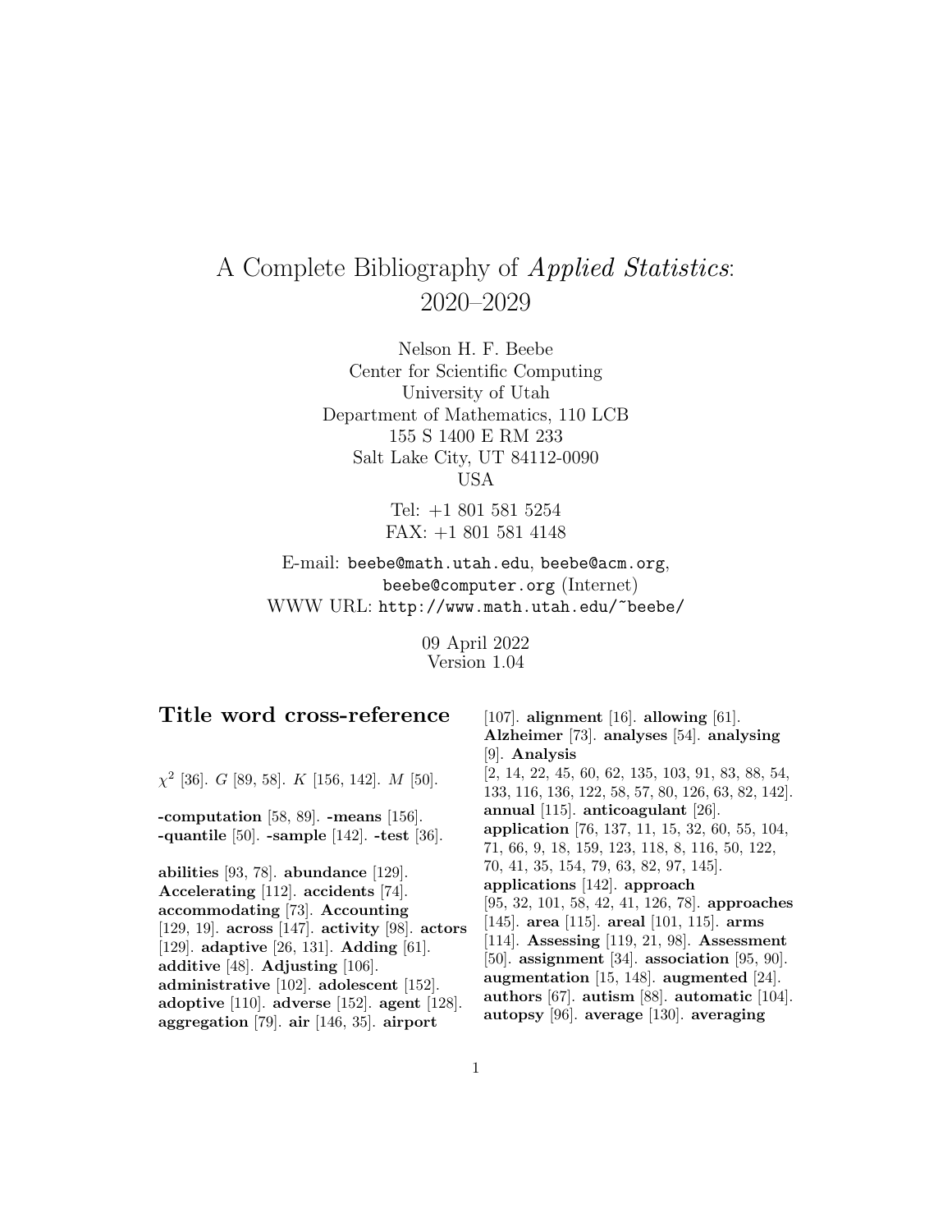# A Complete Bibliography of *Applied Statistics*: 2020–2029

Nelson H. F. Beebe
Center for Scientific Computing
University of Utah
Department of Mathematics, 110 LCB
155 S 1400 E RM 233
Salt Lake City, UT 84112-0090
USA

Tel: +1 801 581 5254
FAX: +1 801 581 4148

E-mail: `beebe@math.utah.edu`, `beebe@acm.org`, `beebe@computer.org` (Internet)
WWW URL: `http://www.math.utah.edu/~beebe/`

09 April 2022
Version 1.04

## Title word cross-reference

$\chi^2$ [36]. $G$ [89, 58]. $K$ [156, 142]. $M$ [50].

**-computation** [58, 89]. **-means** [156]. **-quantile** [50]. **-sample** [142]. **-test** [36].

**abilities** [93, 78]. **abundance** [129]. **Accelerating** [112]. **accidents** [74]. **accommodating** [73]. **Accounting** [129, 19]. **across** [147]. **activity** [98]. **actors** [129]. **adaptive** [26, 131]. **Adding** [61]. **additive** [48]. **Adjusting** [106]. **administrative** [102]. **adolescent** [152]. **adoptive** [110]. **adverse** [152]. **agent** [128]. **aggregation** [79]. **air** [146, 35]. **airport** [107]. **alignment** [16]. **allowing** [61]. **Alzheimer** [73]. **analyses** [54]. **analysing** [9]. **Analysis** [2, 14, 22, 45, 60, 62, 135, 103, 91, 83, 88, 54, 133, 116, 136, 122, 58, 57, 80, 126, 63, 82, 142]. **annual** [115]. **anticoagulant** [26]. **application** [76, 137, 11, 15, 32, 60, 55, 104, 71, 66, 9, 18, 159, 123, 118, 8, 116, 50, 122, 70, 41, 35, 154, 79, 63, 82, 97, 145]. **applications** [142]. **approach** [95, 32, 101, 58, 42, 41, 126, 78]. **approaches** [145]. **area** [115]. **areal** [101, 115]. **arms** [114]. **Assessing** [119, 21, 98]. **Assessment** [50]. **assignment** [34]. **association** [95, 90]. **augmentation** [15, 148]. **augmented** [24]. **authors** [67]. **autism** [88]. **automatic** [104]. **autopsy** [96]. **average** [130]. **averaging**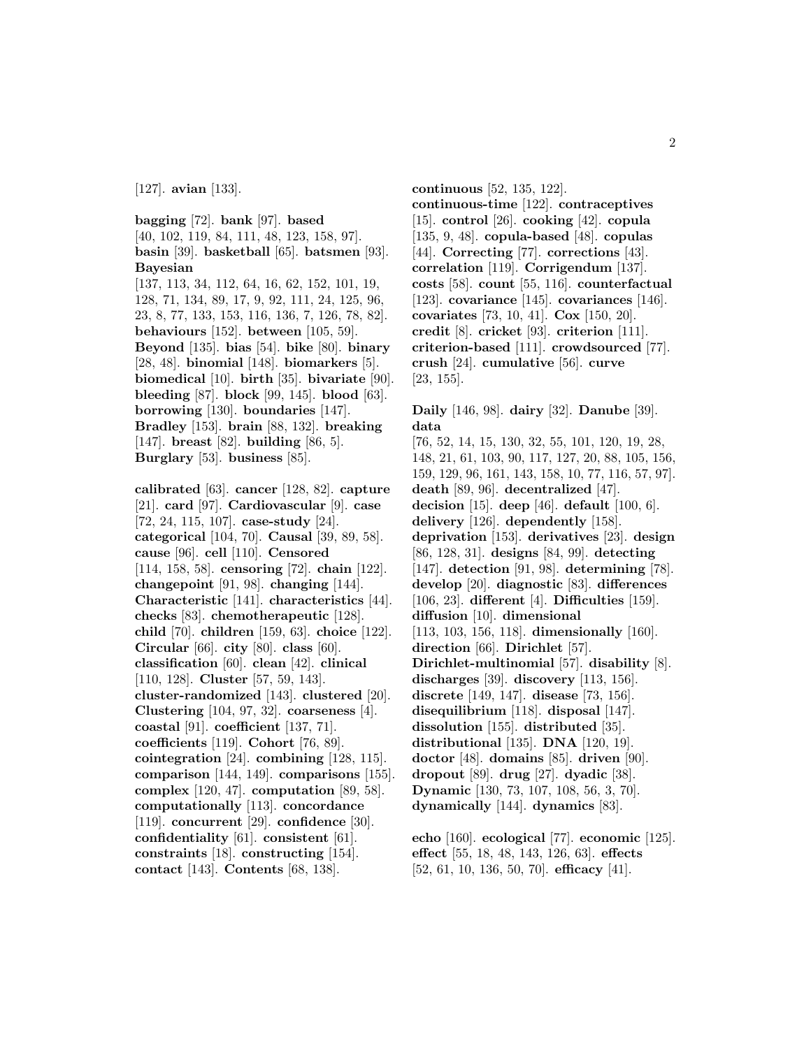[127]. **avian** [133].

**bagging** [72]. **bank** [97]. **based** [40, 102, 119, 84, 111, 48, 123, 158, 97]. **basin** [39]. **basketball** [65]. **batsmen** [93]. **Bayesian** [137, 113, 34, 112, 64, 16, 62, 152, 101, 19, 128, 71, 134, 89, 17, 9, 92, 111, 24, 125, 96, 23, 8, 77, 133, 153, 116, 136, 7, 126, 78, 82]. **behaviours** [152]. **between** [105, 59]. **Beyond** [135]. **bias** [54]. **bike** [80]. **binary** [28, 48]. **binomial** [148]. **biomarkers** [5]. **biomedical** [10]. **birth** [35]. **bivariate** [90]. **bleeding** [87]. **block** [99, 145]. **blood** [63]. **borrowing** [130]. **boundaries** [147]. **Bradley** [153]. **brain** [88, 132]. **breaking** [147]. **breast** [82]. **building** [86, 5]. **Burglary** [53]. **business** [85].

**calibrated** [63]. **cancer** [128, 82]. **capture** [21]. **card** [97]. **Cardiovascular** [9]. **case** [72, 24, 115, 107]. **case-study** [24]. **categorical** [104, 70]. **Causal** [39, 89, 58]. **cause** [96]. **cell** [110]. **Censored** [114, 158, 58]. **censoring** [72]. **chain** [122]. **changepoint** [91, 98]. **changing** [144]. **Characteristic** [141]. **characteristics** [44]. **checks** [83]. **chemotherapeutic** [128]. **child** [70]. **children** [159, 63]. **choice** [122]. **Circular** [66]. **city** [80]. **class** [60]. **classification** [60]. **clean** [42]. **clinical** [110, 128]. **Cluster** [57, 59, 143]. **cluster-randomized** [143]. **clustered** [20]. **Clustering** [104, 97, 32]. **coarseness** [4]. **coastal** [91]. **coefficient** [137, 71]. **coefficients** [119]. **Cohort** [76, 89]. **cointegration** [24]. **combining** [128, 115]. **comparison** [144, 149]. **comparisons** [155]. **complex** [120, 47]. **computation** [89, 58]. **computationally** [113]. **concordance** [119]. **concurrent** [29]. **confidence** [30]. **confidentiality** [61]. **consistent** [61]. **constraints** [18]. **constructing** [154]. **contact** [143]. **Contents** [68, 138].

**continuous** [52, 135, 122]. **continuous-time** [122]. **contraceptives** [15]. **control** [26]. **cooking** [42]. **copula** [135, 9, 48]. **copula-based** [48]. **copulas** [44]. **Correcting** [77]. **corrections** [43]. **correlation** [119]. **Corrigendum** [137]. **costs** [58]. **count** [55, 116]. **counterfactual** [123]. **covariance** [145]. **covariances** [146]. **covariates** [73, 10, 41]. **Cox** [150, 20]. **credit** [8]. **cricket** [93]. **criterion** [111]. **criterion-based** [111]. **crowdsourced** [77]. **crush** [24]. **cumulative** [56]. **curve** [23, 155].

**Daily** [146, 98]. **dairy** [32]. **Danube** [39]. **data** [76, 52, 14, 15, 130, 32, 55, 101, 120, 19, 28, 148, 21, 61, 103, 90, 117, 127, 20, 88, 105, 156, 159, 129, 96, 161, 143, 158, 10, 77, 116, 57, 97]. **death** [89, 96]. **decentralized** [47]. **decision** [15]. **deep** [46]. **default** [100, 6]. **delivery** [126]. **dependently** [158]. **deprivation** [153]. **derivatives** [23]. **design** [86, 128, 31]. **designs** [84, 99]. **detecting** [147]. **detection** [91, 98]. **determining** [78]. **develop** [20]. **diagnostic** [83]. **differences** [106, 23]. **different** [4]. **Difficulties** [159]. **diffusion** [10]. **dimensional** [113, 103, 156, 118]. **dimensionally** [160]. **direction** [66]. **Dirichlet** [57]. **Dirichlet-multinomial** [57]. **disability** [8]. **discharges** [39]. **discovery** [113, 156]. **discrete** [149, 147]. **disease** [73, 156]. **disequilibrium** [118]. **disposal** [147]. **dissolution** [155]. **distributed** [35]. **distributional** [135]. **DNA** [120, 19]. **doctor** [48]. **domains** [85]. **driven** [90]. **dropout** [89]. **drug** [27]. **dyadic** [38]. **Dynamic** [130, 73, 107, 108, 56, 3, 70]. **dynamically** [144]. **dynamics** [83].

**echo** [160]. **ecological** [77]. **economic** [125]. **effect** [55, 18, 48, 143, 126, 63]. **effects** [52, 61, 10, 136, 50, 70]. **efficacy** [41].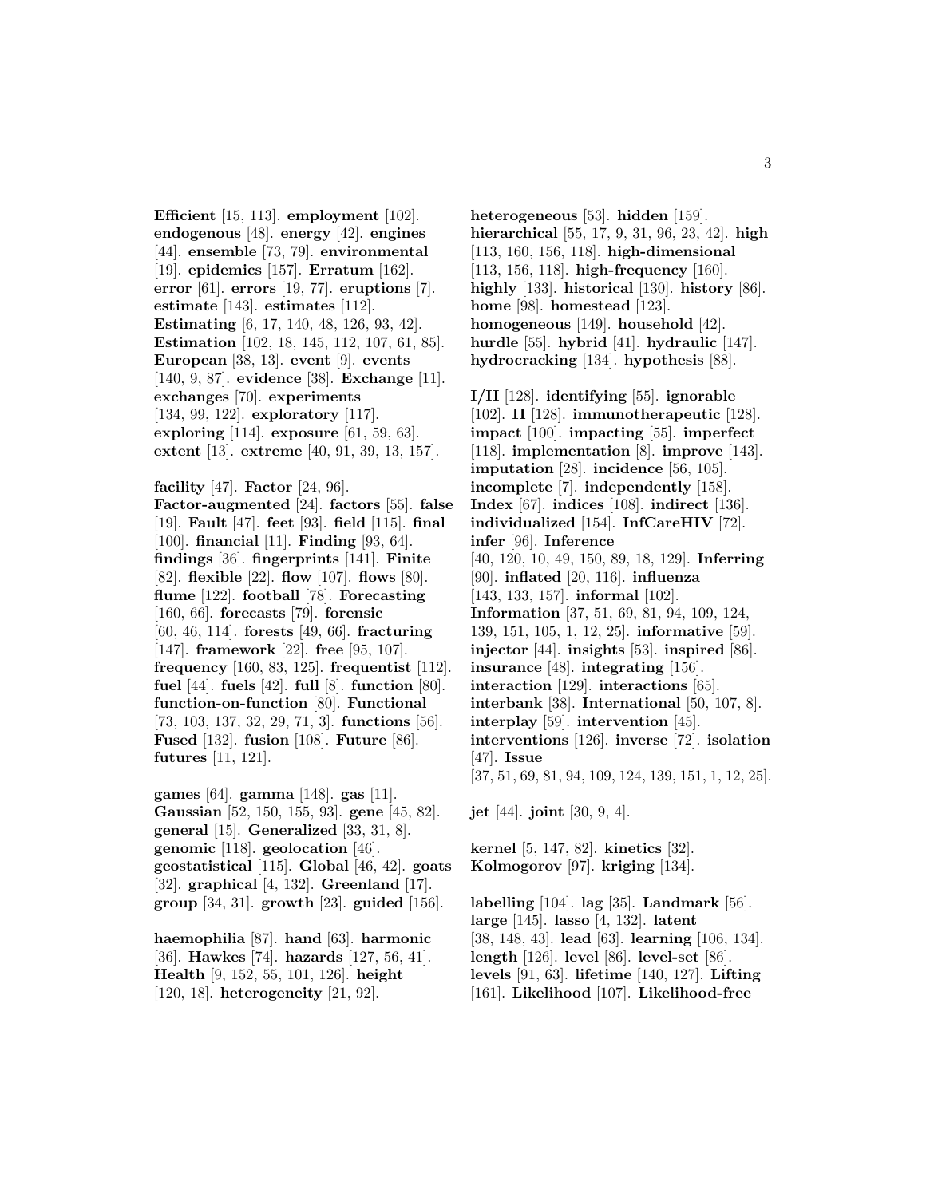**Efficient** [15, 113]. **employment** [102]. **endogenous** [48]. **energy** [42]. **engines** [44]. **ensemble** [73, 79]. **environmental** [19]. **epidemics** [157]. **Erratum** [162]. **error** [61]. **errors** [19, 77]. **eruptions** [7]. **estimate** [143]. **estimates** [112]. **Estimating** [6, 17, 140, 48, 126, 93, 42]. **Estimation** [102, 18, 145, 112, 107, 61, 85]. **European** [38, 13]. **event** [9]. **events** [140, 9, 87]. **evidence** [38]. **Exchange** [11]. **exchanges** [70]. **experiments** [134, 99, 122]. **exploratory** [117]. **exploring** [114]. **exposure** [61, 59, 63]. **extent** [13]. **extreme** [40, 91, 39, 13, 157].

**facility** [47]. **Factor** [24, 96]. **Factor-augmented** [24]. **factors** [55]. **false** [19]. **Fault** [47]. **feet** [93]. **field** [115]. **final** [100]. **financial** [11]. **Finding** [93, 64]. **findings** [36]. **fingerprints** [141]. **Finite** [82]. **flexible** [22]. **flow** [107]. **flows** [80]. **flume** [122]. **football** [78]. **Forecasting** [160, 66]. **forecasts** [79]. **forensic** [60, 46, 114]. **forests** [49, 66]. **fracturing** [147]. **framework** [22]. **free** [95, 107]. **frequency** [160, 83, 125]. **frequentist** [112]. **fuel** [44]. **fuels** [42]. **full** [8]. **function** [80]. **function-on-function** [80]. **Functional** [73, 103, 137, 32, 29, 71, 3]. **functions** [56]. **Fused** [132]. **fusion** [108]. **Future** [86]. **futures** [11, 121].

**games** [64]. **gamma** [148]. **gas** [11]. **Gaussian** [52, 150, 155, 93]. **gene** [45, 82]. **general** [15]. **Generalized** [33, 31, 8]. **genomic** [118]. **geolocation** [46]. **geostatistical** [115]. **Global** [46, 42]. **goats** [32]. **graphical** [4, 132]. **Greenland** [17]. **group** [34, 31]. **growth** [23]. **guided** [156].

**haemophilia** [87]. **hand** [63]. **harmonic** [36]. **Hawkes** [74]. **hazards** [127, 56, 41]. **Health** [9, 152, 55, 101, 126]. **height** [120, 18]. **heterogeneity** [21, 92]. **heterogeneous** [53]. **hidden** [159]. **hierarchical** [55, 17, 9, 31, 96, 23, 42]. **high** [113, 160, 156, 118]. **high-dimensional** [113, 156, 118]. **high-frequency** [160]. **highly** [133]. **historical** [130]. **history** [86]. **home** [98]. **homestead** [123]. **homogeneous** [149]. **household** [42]. **hurdle** [55]. **hybrid** [41]. **hydraulic** [147]. **hydrocracking** [134]. **hypothesis** [88].

**I/II** [128]. **identifying** [55]. **ignorable** [102]. **II** [128]. **immunotherapeutic** [128]. **impact** [100]. **impacting** [55]. **imperfect** [118]. **implementation** [8]. **improve** [143]. **imputation** [28]. **incidence** [56, 105]. **incomplete** [7]. **independently** [158]. **Index** [67]. **indices** [108]. **indirect** [136]. **individualized** [154]. **InfCareHIV** [72]. **infer** [96]. **Inference** [40, 120, 10, 49, 150, 89, 18, 129]. **Inferring** [90]. **inflated** [20, 116]. **influenza** [143, 133, 157]. **informal** [102]. **Information** [37, 51, 69, 81, 94, 109, 124, 139, 151, 105, 1, 12, 25]. **informative** [59]. **injector** [44]. **insights** [53]. **inspired** [86]. **insurance** [48]. **integrating** [156]. **interaction** [129]. **interactions** [65]. **interbank** [38]. **International** [50, 107, 8]. **interplay** [59]. **intervention** [45]. **interventions** [126]. **inverse** [72]. **isolation** [47]. **Issue** [37, 51, 69, 81, 94, 109, 124, 139, 151, 1, 12, 25].

**jet** [44]. **joint** [30, 9, 4].

**kernel** [5, 147, 82]. **kinetics** [32]. **Kolmogorov** [97]. **kriging** [134].

**labelling** [104]. **lag** [35]. **Landmark** [56]. **large** [145]. **lasso** [4, 132]. **latent** [38, 148, 43]. **lead** [63]. **learning** [106, 134]. **length** [126]. **level** [86]. **level-set** [86]. **levels** [91, 63]. **lifetime** [140, 127]. **Lifting** [161]. **Likelihood** [107]. **Likelihood-free**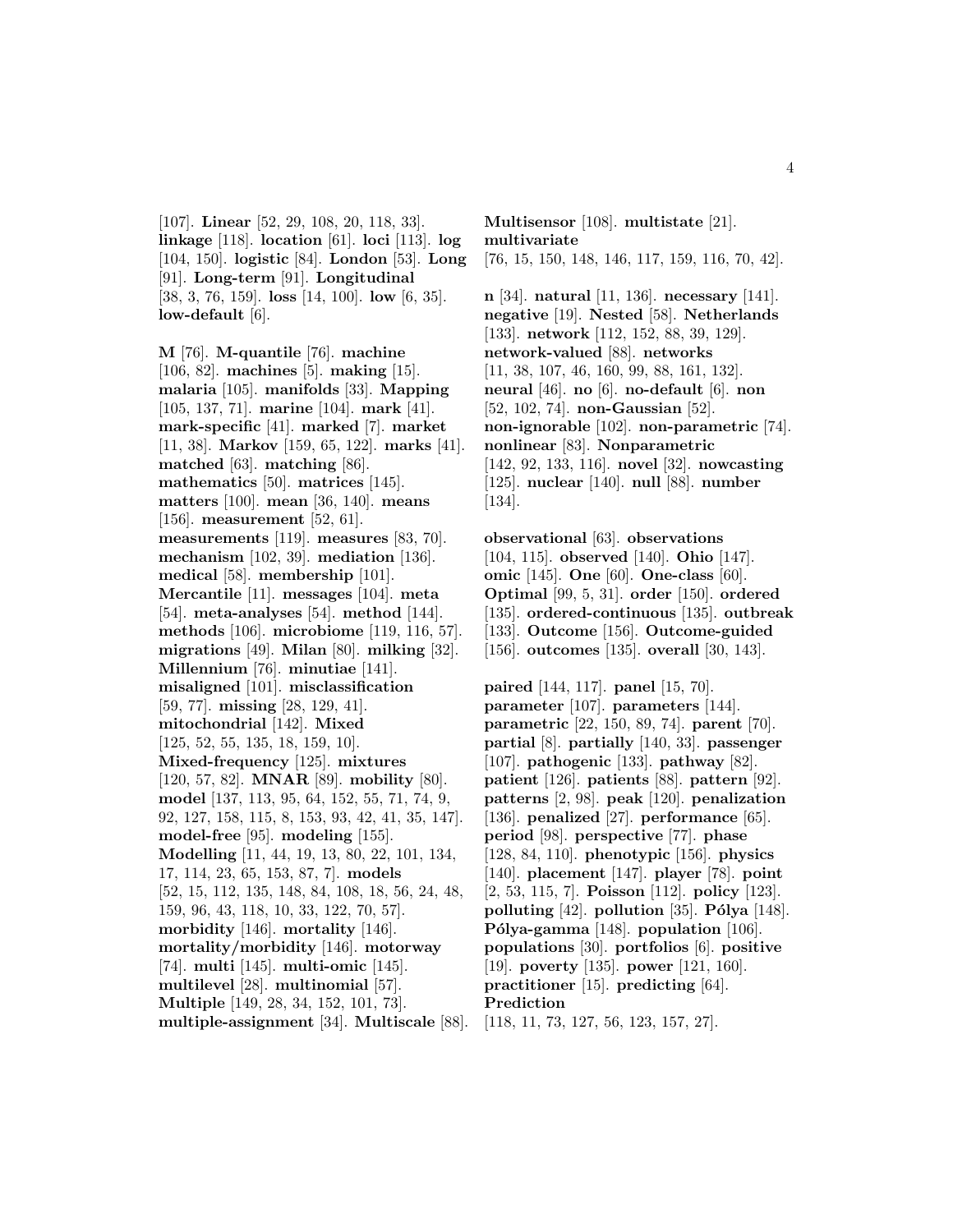[107]. **Linear** [52, 29, 108, 20, 118, 33]. **linkage** [118]. **location** [61]. **loci** [113]. **log** [104, 150]. **logistic** [84]. **London** [53]. **Long** [91]. **Long-term** [91]. **Longitudinal** [38, 3, 76, 159]. **loss** [14, 100]. **low** [6, 35]. **low-default** [6].

**M** [76]. **M-quantile** [76]. **machine** [106, 82]. **machines** [5]. **making** [15]. **malaria** [105]. **manifolds** [33]. **Mapping** [105, 137, 71]. **marine** [104]. **mark** [41]. **mark-specific** [41]. **marked** [7]. **market** [11, 38]. **Markov** [159, 65, 122]. **marks** [41]. **matched** [63]. **matching** [86]. **mathematics** [50]. **matrices** [145]. **matters** [100]. **mean** [36, 140]. **means** [156]. **measurement** [52, 61]. **measurements** [119]. **measures** [83, 70]. **mechanism** [102, 39]. **mediation** [136]. **medical** [58]. **membership** [101]. **Mercantile** [11]. **messages** [104]. **meta** [54]. **meta-analyses** [54]. **method** [144]. **methods** [106]. **microbiome** [119, 116, 57]. **migrations** [49]. **Milan** [80]. **milking** [32]. **Millennium** [76]. **minutiae** [141]. **misaligned** [101]. **misclassification** [59, 77]. **missing** [28, 129, 41]. **mitochondrial** [142]. **Mixed** [125, 52, 55, 135, 18, 159, 10]. **Mixed-frequency** [125]. **mixtures** [120, 57, 82]. **MNAR** [89]. **mobility** [80]. **model** [137, 113, 95, 64, 152, 55, 71, 74, 9, 92, 127, 158, 115, 8, 153, 93, 42, 41, 35, 147]. **model-free** [95]. **modeling** [155]. **Modelling** [11, 44, 19, 13, 80, 22, 101, 134, 17, 114, 23, 65, 153, 87, 7]. **models** [52, 15, 112, 135, 148, 84, 108, 18, 56, 24, 48, 159, 96, 43, 118, 10, 33, 122, 70, 57]. **morbidity** [146]. **mortality** [146]. **mortality/morbidity** [146]. **motorway** [74]. **multi** [145]. **multi-omic** [145]. **multilevel** [28]. **multinomial** [57]. **Multiple** [149, 28, 34, 152, 101, 73]. **multiple-assignment** [34]. **Multiscale** [88]. **Multisensor** [108]. **multistate** [21]. **multivariate** [76, 15, 150, 148, 146, 117, 159, 116, 70, 42].

**n** [34]. **natural** [11, 136]. **necessary** [141]. **negative** [19]. **Nested** [58]. **Netherlands** [133]. **network** [112, 152, 88, 39, 129]. **network-valued** [88]. **networks** [11, 38, 107, 46, 160, 99, 88, 161, 132]. **neural** [46]. **no** [6]. **no-default** [6]. **non** [52, 102, 74]. **non-Gaussian** [52]. **non-ignorable** [102]. **non-parametric** [74]. **nonlinear** [83]. **Nonparametric** [142, 92, 133, 116]. **novel** [32]. **nowcasting** [125]. **nuclear** [140]. **null** [88]. **number** [134].

**observational** [63]. **observations** [104, 115]. **observed** [140]. **Ohio** [147]. **omic** [145]. **One** [60]. **One-class** [60]. **Optimal** [99, 5, 31]. **order** [150]. **ordered** [135]. **ordered-continuous** [135]. **outbreak** [133]. **Outcome** [156]. **Outcome-guided** [156]. **outcomes** [135]. **overall** [30, 143].

**paired** [144, 117]. **panel** [15, 70]. **parameter** [107]. **parameters** [144]. **parametric** [22, 150, 89, 74]. **parent** [70]. **partial** [8]. **partially** [140, 33]. **passenger** [107]. **pathogenic** [133]. **pathway** [82]. **patient** [126]. **patients** [88]. **pattern** [92]. **patterns** [2, 98]. **peak** [120]. **penalization** [136]. **penalized** [27]. **performance** [65]. **period** [98]. **perspective** [77]. **phase** [128, 84, 110]. **phenotypic** [156]. **physics** [140]. **placement** [147]. **player** [78]. **point** [2, 53, 115, 7]. **Poisson** [112]. **policy** [123]. **polluting** [42]. **pollution** [35]. **Pólya** [148]. **Pólya-gamma** [148]. **population** [106]. **populations** [30]. **portfolios** [6]. **positive** [19]. **poverty** [135]. **power** [121, 160]. **practitioner** [15]. **predicting** [64]. **Prediction** [118, 11, 73, 127, 56, 123, 157, 27].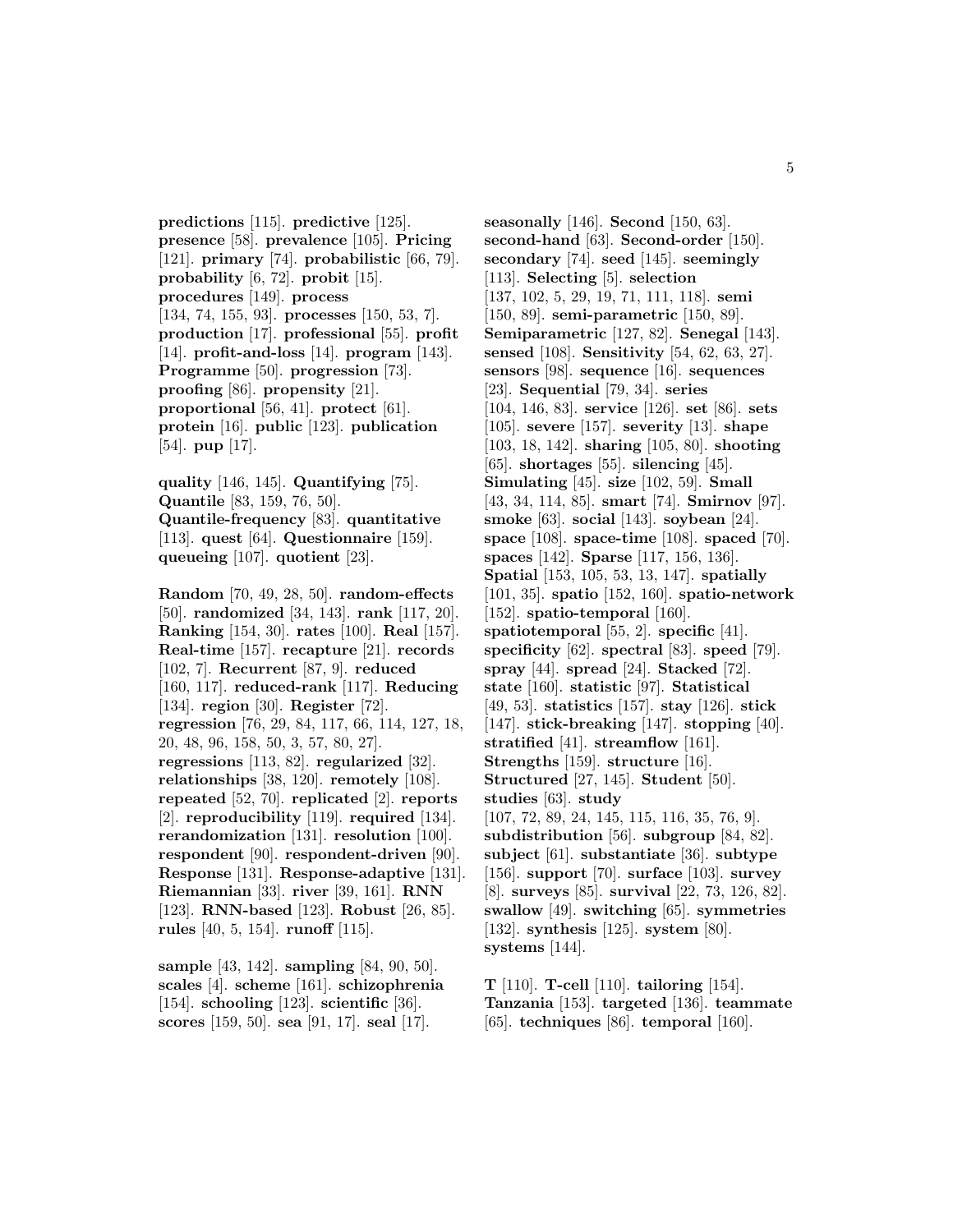**predictions** [115]. **predictive** [125]. **presence** [58]. **prevalence** [105]. **Pricing** [121]. **primary** [74]. **probabilistic** [66, 79]. **probability** [6, 72]. **probit** [15]. **procedures** [149]. **process** [134, 74, 155, 93]. **processes** [150, 53, 7]. **production** [17]. **professional** [55]. **profit** [14]. **profit-and-loss** [14]. **program** [143]. **Programme** [50]. **progression** [73]. **proofing** [86]. **propensity** [21]. **proportional** [56, 41]. **protect** [61]. **protein** [16]. **public** [123]. **publication** [54]. **pup** [17].

**quality** [146, 145]. **Quantifying** [75]. **Quantile** [83, 159, 76, 50]. **Quantile-frequency** [83]. **quantitative** [113]. **quest** [64]. **Questionnaire** [159]. **queueing** [107]. **quotient** [23].

**Random** [70, 49, 28, 50]. **random-effects** [50]. **randomized** [34, 143]. **rank** [117, 20]. **Ranking** [154, 30]. **rates** [100]. **Real** [157]. **Real-time** [157]. **recapture** [21]. **records** [102, 7]. **Recurrent** [87, 9]. **reduced** [160, 117]. **reduced-rank** [117]. **Reducing** [134]. **region** [30]. **Register** [72]. **regression** [76, 29, 84, 117, 66, 114, 127, 18, 20, 48, 96, 158, 50, 3, 57, 80, 27]. **regressions** [113, 82]. **regularized** [32]. **relationships** [38, 120]. **remotely** [108]. **repeated** [52, 70]. **replicated** [2]. **reports** [2]. **reproducibility** [119]. **required** [134]. **rerandomization** [131]. **resolution** [100]. **respondent** [90]. **respondent-driven** [90]. **Response** [131]. **Response-adaptive** [131]. **Riemannian** [33]. **river** [39, 161]. **RNN** [123]. **RNN-based** [123]. **Robust** [26, 85]. **rules** [40, 5, 154]. **runoff** [115].

**sample** [43, 142]. **sampling** [84, 90, 50]. **scales** [4]. **scheme** [161]. **schizophrenia** [154]. **schooling** [123]. **scientific** [36]. **scores** [159, 50]. **sea** [91, 17]. **seal** [17]. **seasonally** [146]. **Second** [150, 63]. **second-hand** [63]. **Second-order** [150]. **secondary** [74]. **seed** [145]. **seemingly** [113]. **Selecting** [5]. **selection** [137, 102, 5, 29, 19, 71, 111, 118]. **semi** [150, 89]. **semi-parametric** [150, 89]. **Semiparametric** [127, 82]. **Senegal** [143]. **sensed** [108]. **Sensitivity** [54, 62, 63, 27]. **sensors** [98]. **sequence** [16]. **sequences** [23]. **Sequential** [79, 34]. **series** [104, 146, 83]. **service** [126]. **set** [86]. **sets** [105]. **severe** [157]. **severity** [13]. **shape** [103, 18, 142]. **sharing** [105, 80]. **shooting** [65]. **shortages** [55]. **silencing** [45]. **Simulating** [45]. **size** [102, 59]. **Small** [43, 34, 114, 85]. **smart** [74]. **Smirnov** [97]. **smoke** [63]. **social** [143]. **soybean** [24]. **space** [108]. **space-time** [108]. **spaced** [70]. **spaces** [142]. **Sparse** [117, 156, 136]. **Spatial** [153, 105, 53, 13, 147]. **spatially** [101, 35]. **spatio** [152, 160]. **spatio-network** [152]. **spatio-temporal** [160]. **spatiotemporal** [55, 2]. **specific** [41]. **specificity** [62]. **spectral** [83]. **speed** [79]. **spray** [44]. **spread** [24]. **Stacked** [72]. **state** [160]. **statistic** [97]. **Statistical** [49, 53]. **statistics** [157]. **stay** [126]. **stick** [147]. **stick-breaking** [147]. **stopping** [40]. **stratified** [41]. **streamflow** [161]. **Strengths** [159]. **structure** [16]. **Structured** [27, 145]. **Student** [50]. **studies** [63]. **study** [107, 72, 89, 24, 145, 115, 116, 35, 76, 9]. **subdistribution** [56]. **subgroup** [84, 82]. **subject** [61]. **substantiate** [36]. **subtype** [156]. **support** [70]. **surface** [103]. **survey** [8]. **surveys** [85]. **survival** [22, 73, 126, 82]. **swallow** [49]. **switching** [65]. **symmetries** [132]. **synthesis** [125]. **system** [80]. **systems** [144].

**T** [110]. **T-cell** [110]. **tailoring** [154]. **Tanzania** [153]. **targeted** [136]. **teammate** [65]. **techniques** [86]. **temporal** [160].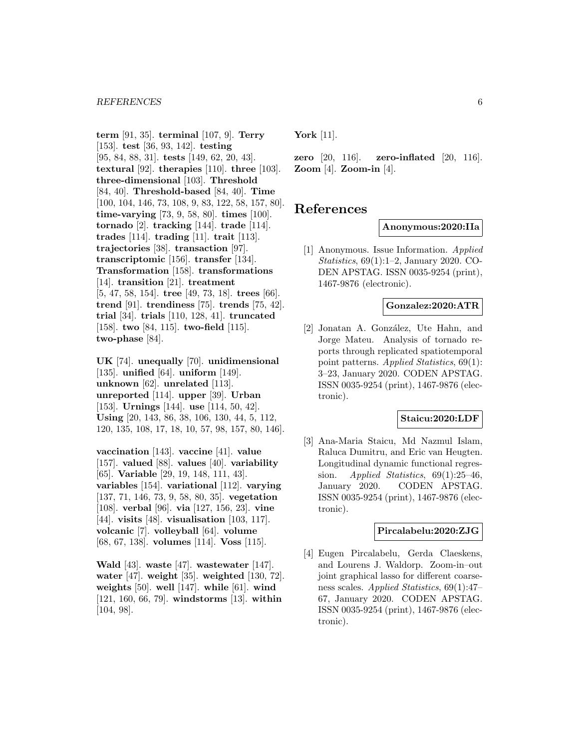**term** [91, 35]. **terminal** [107, 9]. **Terry** [153]. **test** [36, 93, 142]. **testing** [95, 84, 88, 31]. **tests** [149, 62, 20, 43]. **textural** [92]. **therapies** [110]. **three** [103]. **three-dimensional** [103]. **Threshold** [84, 40]. **Threshold-based** [84, 40]. **Time** [100, 104, 146, 73, 108, 9, 83, 122, 58, 157, 80]. **time-varying** [73, 9, 58, 80]. **times** [100]. **tornado** [2]. **tracking** [144]. **trade** [114]. **trades** [114]. **trading** [11]. **trait** [113]. **trajectories** [38]. **transaction** [97]. **transcriptomic** [156]. **transfer** [134]. **Transformation** [158]. **transformations** [14]. **transition** [21]. **treatment** [5, 47, 58, 154]. **tree** [49, 73, 18]. **trees** [66]. **trend** [91]. **trendiness** [75]. **trends** [75, 42]. **trial** [34]. **trials** [110, 128, 41]. **truncated** [158]. **two** [84, 115]. **two-field** [115]. **two-phase** [84].

**UK** [74]. **unequally** [70]. **unidimensional** [135]. **unified** [64]. **uniform** [149]. **unknown** [62]. **unrelated** [113]. **unreported** [114]. **upper** [39]. **Urban** [153]. **Urnings** [144]. **use** [114, 50, 42]. **Using** [20, 143, 86, 38, 106, 130, 44, 5, 112, 120, 135, 108, 17, 18, 10, 57, 98, 157, 80, 146].

**vaccination** [143]. **vaccine** [41]. **value** [157]. **valued** [88]. **values** [40]. **variability** [65]. **Variable** [29, 19, 148, 111, 43]. **variables** [154]. **variational** [112]. **varying** [137, 71, 146, 73, 9, 58, 80, 35]. **vegetation** [108]. **verbal** [96]. **via** [127, 156, 23]. **vine** [44]. **visits** [48]. **visualisation** [103, 117]. **volcanic** [7]. **volleyball** [64]. **volume** [68, 67, 138]. **volumes** [114]. **Voss** [115].

**Wald** [43]. **waste** [47]. **wastewater** [147]. **water** [47]. **weight** [35]. **weighted** [130, 72]. **weights** [50]. **well** [147]. **while** [61]. **wind** [121, 160, 66, 79]. **windstorms** [13]. **within** [104, 98].

**York** [11].

**zero** [20, 116]. **zero-inflated** [20, 116]. **Zoom** [4]. **Zoom-in** [4].

# References

**Anonymous:2020:IIa**

[1] Anonymous. Issue Information. *Applied Statistics*, 69(1):1–2, January 2020. CODEN APSTAG. ISSN 0035-9254 (print), 1467-9876 (electronic).

**Gonzalez:2020:ATR**

[2] Jonatan A. González, Ute Hahn, and Jorge Mateu. Analysis of tornado reports through replicated spatiotemporal point patterns. *Applied Statistics*, 69(1): 3–23, January 2020. CODEN APSTAG. ISSN 0035-9254 (print), 1467-9876 (electronic).

**Staicu:2020:LDF**

[3] Ana-Maria Staicu, Md Nazmul Islam, Raluca Dumitru, and Eric van Heugten. Longitudinal dynamic functional regression. *Applied Statistics*, 69(1):25–46, January 2020. CODEN APSTAG. ISSN 0035-9254 (print), 1467-9876 (electronic).

**Pircalabelu:2020:ZJG**

[4] Eugen Pircalabelu, Gerda Claeskens, and Lourens J. Waldorp. Zoom-in–out joint graphical lasso for different coarseness scales. *Applied Statistics*, 69(1):47–67, January 2020. CODEN APSTAG. ISSN 0035-9254 (print), 1467-9876 (electronic).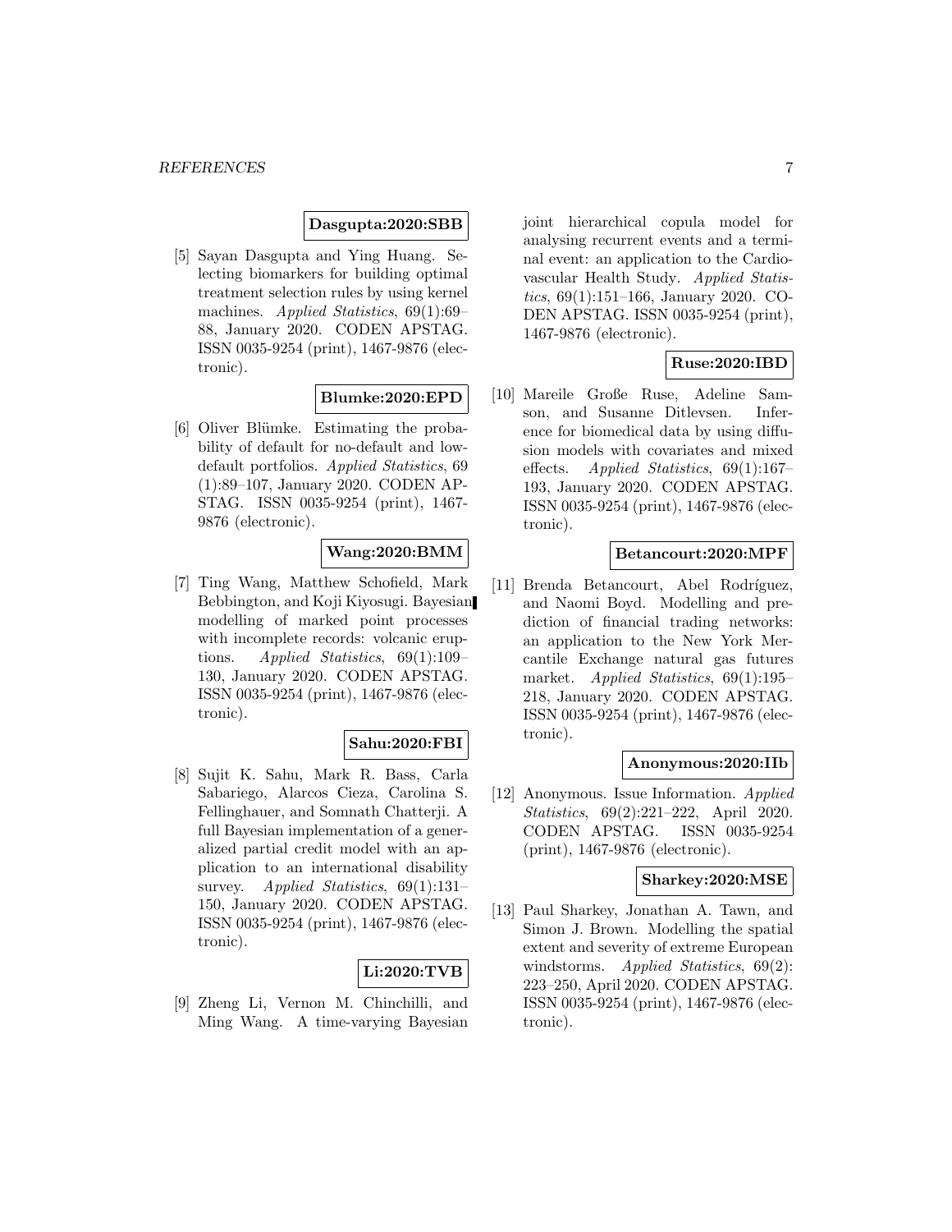**Dasgupta:2020:SBB**

[5] Sayan Dasgupta and Ying Huang. Selecting biomarkers for building optimal treatment selection rules by using kernel machines. *Applied Statistics*, 69(1):69–88, January 2020. CODEN APSTAG. ISSN 0035-9254 (print), 1467-9876 (electronic).

**Blumke:2020:EPD**

[6] Oliver Blümke. Estimating the probability of default for no-default and low-default portfolios. *Applied Statistics*, 69 (1):89–107, January 2020. CODEN APSTAG. ISSN 0035-9254 (print), 1467-9876 (electronic).

**Wang:2020:BMM**

[7] Ting Wang, Matthew Schofield, Mark Bebbington, and Koji Kiyosugi. Bayesian modelling of marked point processes with incomplete records: volcanic eruptions. *Applied Statistics*, 69(1):109–130, January 2020. CODEN APSTAG. ISSN 0035-9254 (print), 1467-9876 (electronic).

**Sahu:2020:FBI**

[8] Sujit K. Sahu, Mark R. Bass, Carla Sabariego, Alarcos Cieza, Carolina S. Fellinghauer, and Somnath Chatterji. A full Bayesian implementation of a generalized partial credit model with an application to an international disability survey. *Applied Statistics*, 69(1):131–150, January 2020. CODEN APSTAG. ISSN 0035-9254 (print), 1467-9876 (electronic).

**Li:2020:TVB**

[9] Zheng Li, Vernon M. Chinchilli, and Ming Wang. A time-varying Bayesian joint hierarchical copula model for analysing recurrent events and a terminal event: an application to the Cardiovascular Health Study. *Applied Statistics*, 69(1):151–166, January 2020. CODEN APSTAG. ISSN 0035-9254 (print), 1467-9876 (electronic).

**Ruse:2020:IBD**

[10] Mareile Große Ruse, Adeline Samson, and Susanne Ditlevsen. Inference for biomedical data by using diffusion models with covariates and mixed effects. *Applied Statistics*, 69(1):167–193, January 2020. CODEN APSTAG. ISSN 0035-9254 (print), 1467-9876 (electronic).

**Betancourt:2020:MPF**

[11] Brenda Betancourt, Abel Rodríguez, and Naomi Boyd. Modelling and prediction of financial trading networks: an application to the New York Mercantile Exchange natural gas futures market. *Applied Statistics*, 69(1):195–218, January 2020. CODEN APSTAG. ISSN 0035-9254 (print), 1467-9876 (electronic).

**Anonymous:2020:IIb**

[12] Anonymous. Issue Information. *Applied Statistics*, 69(2):221–222, April 2020. CODEN APSTAG. ISSN 0035-9254 (print), 1467-9876 (electronic).

**Sharkey:2020:MSE**

[13] Paul Sharkey, Jonathan A. Tawn, and Simon J. Brown. Modelling the spatial extent and severity of extreme European windstorms. *Applied Statistics*, 69(2): 223–250, April 2020. CODEN APSTAG. ISSN 0035-9254 (print), 1467-9876 (electronic).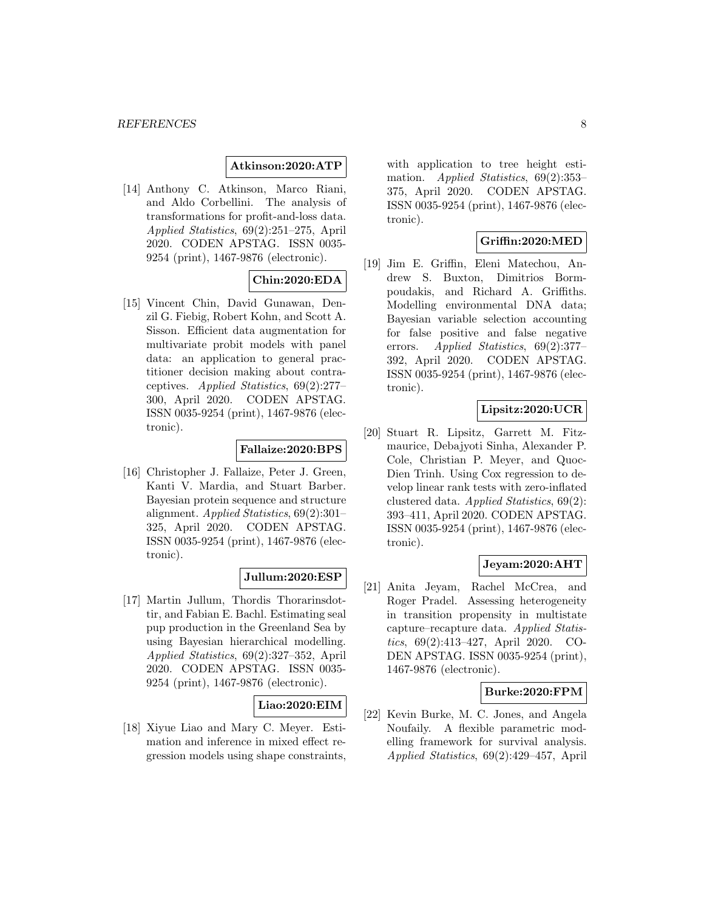**Atkinson:2020:ATP**

[14] Anthony C. Atkinson, Marco Riani, and Aldo Corbellini. The analysis of transformations for profit-and-loss data. *Applied Statistics*, 69(2):251–275, April 2020. CODEN APSTAG. ISSN 0035-9254 (print), 1467-9876 (electronic).

**Chin:2020:EDA**

[15] Vincent Chin, David Gunawan, Denzil G. Fiebig, Robert Kohn, and Scott A. Sisson. Efficient data augmentation for multivariate probit models with panel data: an application to general practitioner decision making about contraceptives. *Applied Statistics*, 69(2):277–300, April 2020. CODEN APSTAG. ISSN 0035-9254 (print), 1467-9876 (electronic).

**Fallaize:2020:BPS**

[16] Christopher J. Fallaize, Peter J. Green, Kanti V. Mardia, and Stuart Barber. Bayesian protein sequence and structure alignment. *Applied Statistics*, 69(2):301–325, April 2020. CODEN APSTAG. ISSN 0035-9254 (print), 1467-9876 (electronic).

**Jullum:2020:ESP**

[17] Martin Jullum, Thordis Thorarinsdottir, and Fabian E. Bachl. Estimating seal pup production in the Greenland Sea by using Bayesian hierarchical modelling. *Applied Statistics*, 69(2):327–352, April 2020. CODEN APSTAG. ISSN 0035-9254 (print), 1467-9876 (electronic).

**Liao:2020:EIM**

[18] Xiyue Liao and Mary C. Meyer. Estimation and inference in mixed effect regression models using shape constraints, with application to tree height estimation. *Applied Statistics*, 69(2):353–375, April 2020. CODEN APSTAG. ISSN 0035-9254 (print), 1467-9876 (electronic).

**Griffin:2020:MED**

[19] Jim E. Griffin, Eleni Matechou, Andrew S. Buxton, Dimitrios Bormpoudakis, and Richard A. Griffiths. Modelling environmental DNA data; Bayesian variable selection accounting for false positive and false negative errors. *Applied Statistics*, 69(2):377–392, April 2020. CODEN APSTAG. ISSN 0035-9254 (print), 1467-9876 (electronic).

**Lipsitz:2020:UCR**

[20] Stuart R. Lipsitz, Garrett M. Fitzmaurice, Debajyoti Sinha, Alexander P. Cole, Christian P. Meyer, and Quoc-Dien Trinh. Using Cox regression to develop linear rank tests with zero-inflated clustered data. *Applied Statistics*, 69(2): 393–411, April 2020. CODEN APSTAG. ISSN 0035-9254 (print), 1467-9876 (electronic).

**Jeyam:2020:AHT**

[21] Anita Jeyam, Rachel McCrea, and Roger Pradel. Assessing heterogeneity in transition propensity in multistate capture–recapture data. *Applied Statistics*, 69(2):413–427, April 2020. CODEN APSTAG. ISSN 0035-9254 (print), 1467-9876 (electronic).

**Burke:2020:FPM**

[22] Kevin Burke, M. C. Jones, and Angela Noufaily. A flexible parametric modelling framework for survival analysis. *Applied Statistics*, 69(2):429–457, April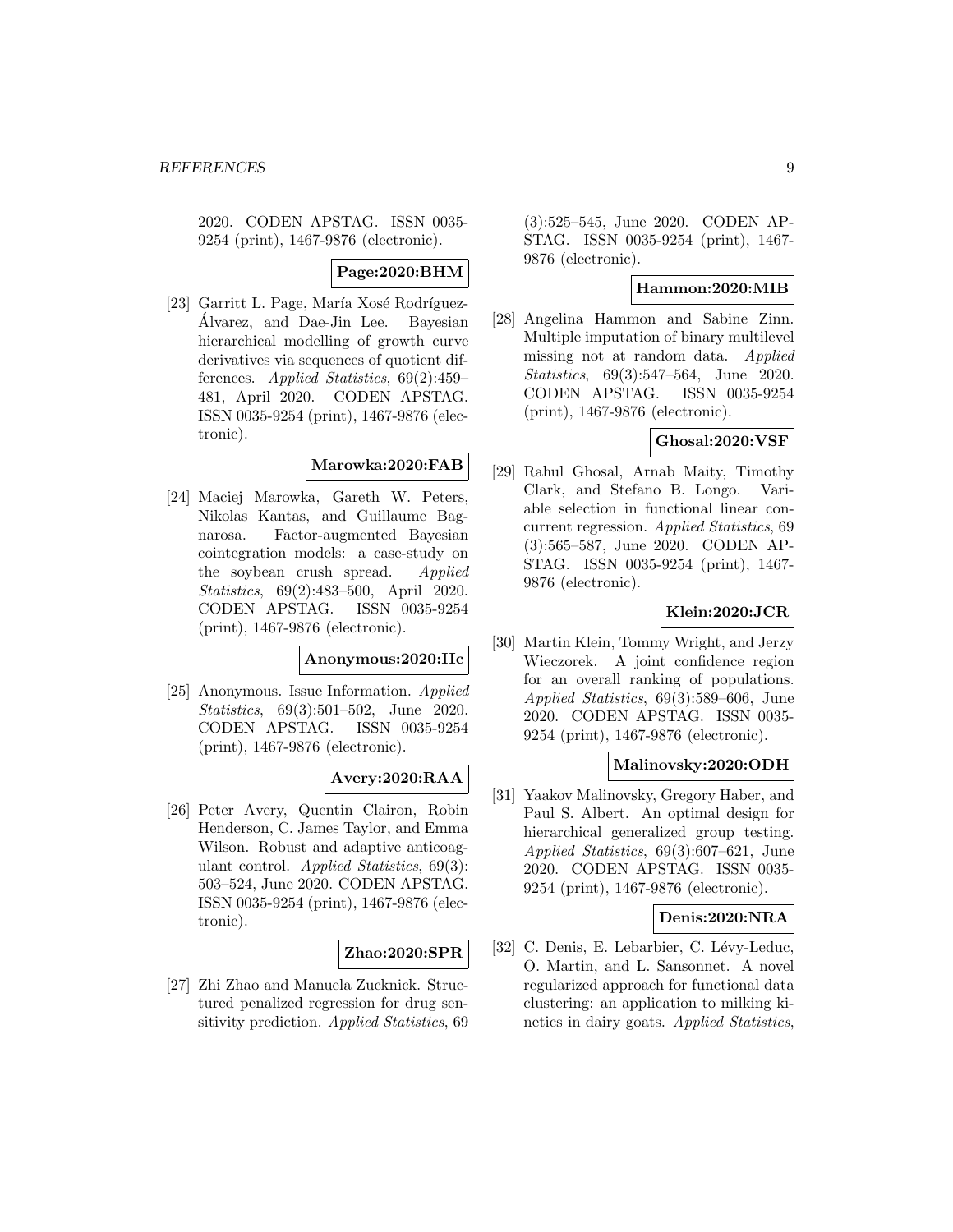2020. CODEN APSTAG. ISSN 0035-9254 (print), 1467-9876 (electronic).

**Page:2020:BHM**

[23] Garritt L. Page, María Xosé Rodríguez-Álvarez, and Dae-Jin Lee. Bayesian hierarchical modelling of growth curve derivatives via sequences of quotient differences. *Applied Statistics*, 69(2):459–481, April 2020. CODEN APSTAG. ISSN 0035-9254 (print), 1467-9876 (electronic).

**Marowka:2020:FAB**

[24] Maciej Marowka, Gareth W. Peters, Nikolas Kantas, and Guillaume Bagnarosa. Factor-augmented Bayesian cointegration models: a case-study on the soybean crush spread. *Applied Statistics*, 69(2):483–500, April 2020. CODEN APSTAG. ISSN 0035-9254 (print), 1467-9876 (electronic).

**Anonymous:2020:IIc**

[25] Anonymous. Issue Information. *Applied Statistics*, 69(3):501–502, June 2020. CODEN APSTAG. ISSN 0035-9254 (print), 1467-9876 (electronic).

**Avery:2020:RAA**

[26] Peter Avery, Quentin Clairon, Robin Henderson, C. James Taylor, and Emma Wilson. Robust and adaptive anticoagulant control. *Applied Statistics*, 69(3): 503–524, June 2020. CODEN APSTAG. ISSN 0035-9254 (print), 1467-9876 (electronic).

**Zhao:2020:SPR**

[27] Zhi Zhao and Manuela Zucknick. Structured penalized regression for drug sensitivity prediction. *Applied Statistics*, 69 (3):525–545, June 2020. CODEN APSTAG. ISSN 0035-9254 (print), 1467-9876 (electronic).

**Hammon:2020:MIB**

[28] Angelina Hammon and Sabine Zinn. Multiple imputation of binary multilevel missing not at random data. *Applied Statistics*, 69(3):547–564, June 2020. CODEN APSTAG. ISSN 0035-9254 (print), 1467-9876 (electronic).

**Ghosal:2020:VSF**

[29] Rahul Ghosal, Arnab Maity, Timothy Clark, and Stefano B. Longo. Variable selection in functional linear concurrent regression. *Applied Statistics*, 69 (3):565–587, June 2020. CODEN APSTAG. ISSN 0035-9254 (print), 1467-9876 (electronic).

**Klein:2020:JCR**

[30] Martin Klein, Tommy Wright, and Jerzy Wieczorek. A joint confidence region for an overall ranking of populations. *Applied Statistics*, 69(3):589–606, June 2020. CODEN APSTAG. ISSN 0035-9254 (print), 1467-9876 (electronic).

**Malinovsky:2020:ODH**

[31] Yaakov Malinovsky, Gregory Haber, and Paul S. Albert. An optimal design for hierarchical generalized group testing. *Applied Statistics*, 69(3):607–621, June 2020. CODEN APSTAG. ISSN 0035-9254 (print), 1467-9876 (electronic).

**Denis:2020:NRA**

[32] C. Denis, E. Lebarbier, C. Lévy-Leduc, O. Martin, and L. Sansonnet. A novel regularized approach for functional data clustering: an application to milking kinetics in dairy goats. *Applied Statistics*,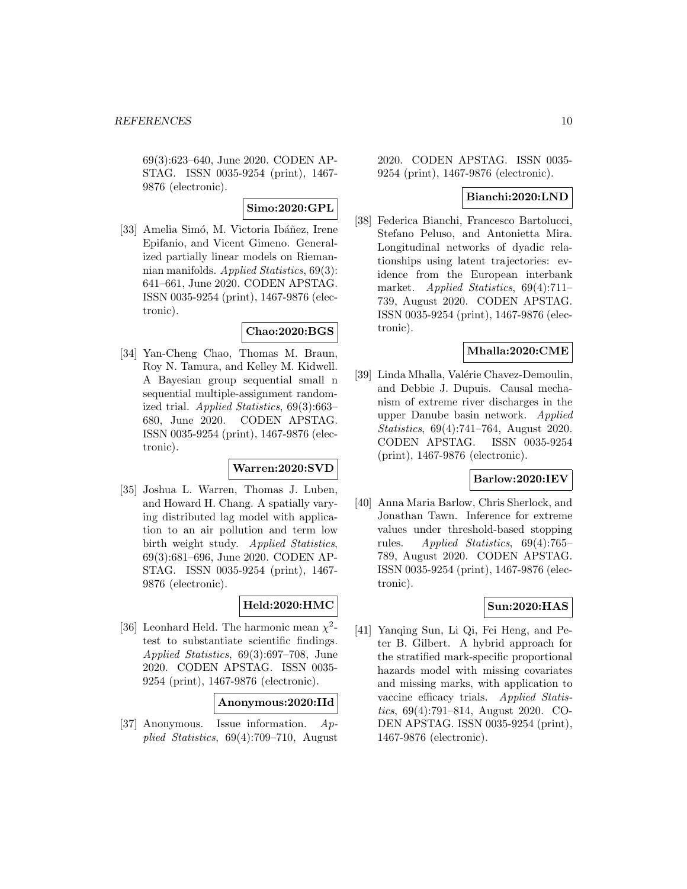69(3):623–640, June 2020. CODEN APSTAG. ISSN 0035-9254 (print), 1467-9876 (electronic).

**Simo:2020:GPL**

[33] Amelia Simó, M. Victoria Ibáñez, Irene Epifanio, and Vicent Gimeno. Generalized partially linear models on Riemannian manifolds. *Applied Statistics*, 69(3): 641–661, June 2020. CODEN APSTAG. ISSN 0035-9254 (print), 1467-9876 (electronic).

**Chao:2020:BGS**

[34] Yan-Cheng Chao, Thomas M. Braun, Roy N. Tamura, and Kelley M. Kidwell. A Bayesian group sequential small n sequential multiple-assignment randomized trial. *Applied Statistics*, 69(3):663–680, June 2020. CODEN APSTAG. ISSN 0035-9254 (print), 1467-9876 (electronic).

**Warren:2020:SVD**

[35] Joshua L. Warren, Thomas J. Luben, and Howard H. Chang. A spatially varying distributed lag model with application to an air pollution and term low birth weight study. *Applied Statistics*, 69(3):681–696, June 2020. CODEN APSTAG. ISSN 0035-9254 (print), 1467-9876 (electronic).

**Held:2020:HMC**

[36] Leonhard Held. The harmonic mean $\chi^2$-test to substantiate scientific findings. *Applied Statistics*, 69(3):697–708, June 2020. CODEN APSTAG. ISSN 0035-9254 (print), 1467-9876 (electronic).

**Anonymous:2020:IId**

[37] Anonymous. Issue information. *Applied Statistics*, 69(4):709–710, August 2020. CODEN APSTAG. ISSN 0035-9254 (print), 1467-9876 (electronic).

**Bianchi:2020:LND**

[38] Federica Bianchi, Francesco Bartolucci, Stefano Peluso, and Antonietta Mira. Longitudinal networks of dyadic relationships using latent trajectories: evidence from the European interbank market. *Applied Statistics*, 69(4):711–739, August 2020. CODEN APSTAG. ISSN 0035-9254 (print), 1467-9876 (electronic).

**Mhalla:2020:CME**

[39] Linda Mhalla, Valérie Chavez-Demoulin, and Debbie J. Dupuis. Causal mechanism of extreme river discharges in the upper Danube basin network. *Applied Statistics*, 69(4):741–764, August 2020. CODEN APSTAG. ISSN 0035-9254 (print), 1467-9876 (electronic).

**Barlow:2020:IEV**

[40] Anna Maria Barlow, Chris Sherlock, and Jonathan Tawn. Inference for extreme values under threshold-based stopping rules. *Applied Statistics*, 69(4):765–789, August 2020. CODEN APSTAG. ISSN 0035-9254 (print), 1467-9876 (electronic).

**Sun:2020:HAS**

[41] Yanqing Sun, Li Qi, Fei Heng, and Peter B. Gilbert. A hybrid approach for the stratified mark-specific proportional hazards model with missing covariates and missing marks, with application to vaccine efficacy trials. *Applied Statistics*, 69(4):791–814, August 2020. CODEN APSTAG. ISSN 0035-9254 (print), 1467-9876 (electronic).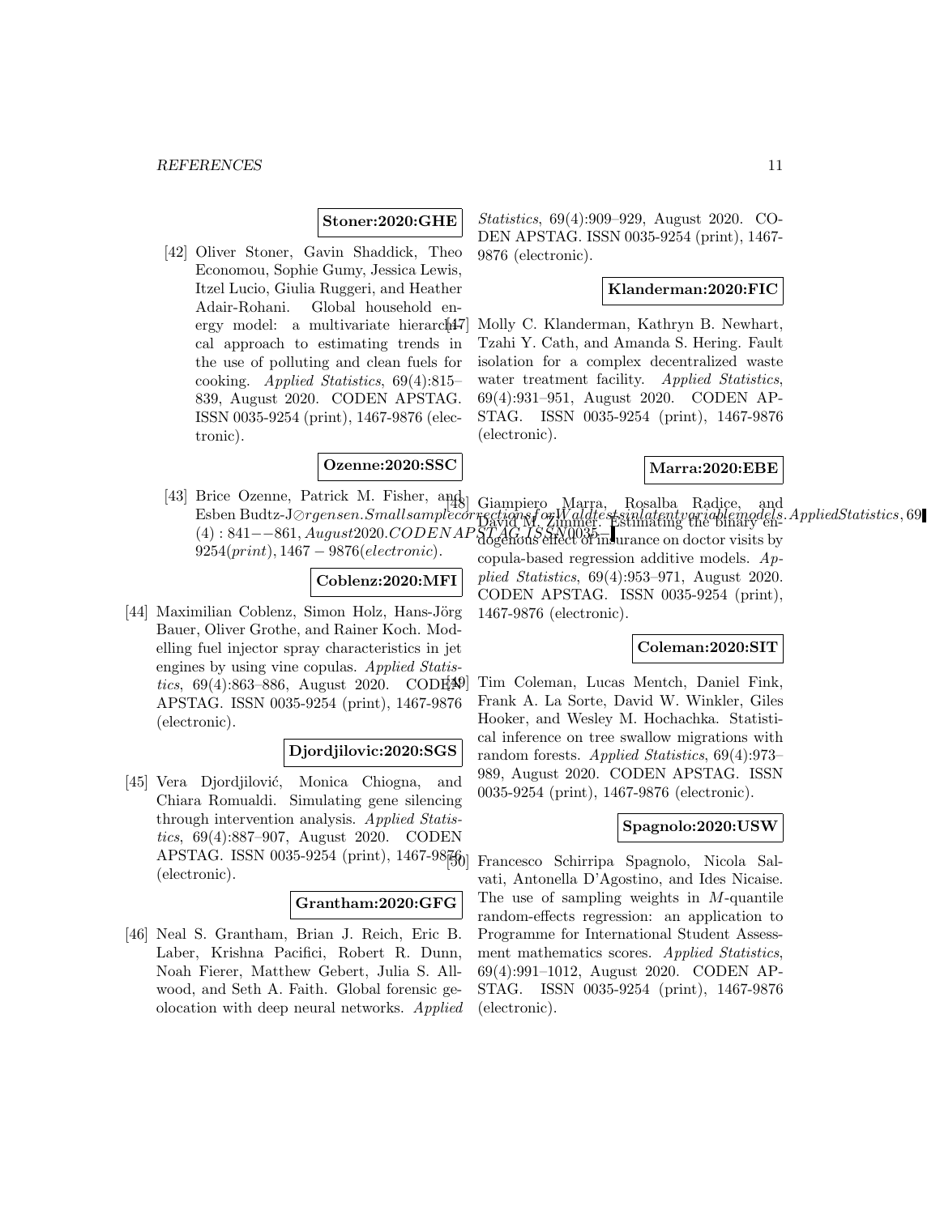**Stoner:2020:GHE**

[42] Oliver Stoner, Gavin Shaddick, Theo Economou, Sophie Gumy, Jessica Lewis, Itzel Lucio, Giulia Ruggeri, and Heather Adair-Rohani. Global household energy model: a multivariate hierarchical approach to estimating trends in the use of polluting and clean fuels for cooking. *Applied Statistics*, 69(4):815–839, August 2020. CODEN APSTAG. ISSN 0035-9254 (print), 1467-9876 (electronic).

**Ozenne:2020:SSC**

[43] Brice Ozenne, Patrick M. Fisher, and Esben Budtz-Jørgensen. Small sample corrections for Wald tests in latent variable models. *Applied Statistics*, 69(4):841–861, August 2020. CODEN APSTAG. ISSN 0035-9254 (print), 1467-9876 (electronic).

**Coblenz:2020:MFI**

[44] Maximilian Coblenz, Simon Holz, Hans-Jörg Bauer, Oliver Grothe, and Rainer Koch. Modelling fuel injector spray characteristics in jet engines by using vine copulas. *Applied Statistics*, 69(4):863–886, August 2020. CODEN APSTAG. ISSN 0035-9254 (print), 1467-9876 (electronic).

**Djordjilovic:2020:SGS**

[45] Vera Djordjilović, Monica Chiogna, and Chiara Romualdi. Simulating gene silencing through intervention analysis. *Applied Statistics*, 69(4):887–907, August 2020. CODEN APSTAG. ISSN 0035-9254 (print), 1467-9876 (electronic).

**Grantham:2020:GFG**

[46] Neal S. Grantham, Brian J. Reich, Eric B. Laber, Krishna Pacifici, Robert R. Dunn, Noah Fierer, Matthew Gebert, Julia S. Allwood, and Seth A. Faith. Global forensic geolocation with deep neural networks. *Applied Statistics*, 69(4):909–929, August 2020. CODEN APSTAG. ISSN 0035-9254 (print), 1467-9876 (electronic).

**Klanderman:2020:FIC**

[47] Molly C. Klanderman, Kathryn B. Newhart, Tzahi Y. Cath, and Amanda S. Hering. Fault isolation for a complex decentralized waste water treatment facility. *Applied Statistics*, 69(4):931–951, August 2020. CODEN APSTAG. ISSN 0035-9254 (print), 1467-9876 (electronic).

**Marra:2020:EBE**

[48] Giampiero Marra, Rosalba Radice, and David M. Zimmer. Estimating the binary endogenous effect of insurance on doctor visits by copula-based regression additive models. *Applied Statistics*, 69(4):953–971, August 2020. CODEN APSTAG. ISSN 0035-9254 (print), 1467-9876 (electronic).

**Coleman:2020:SIT**

[49] Tim Coleman, Lucas Mentch, Daniel Fink, Frank A. La Sorte, David W. Winkler, Giles Hooker, and Wesley M. Hochachka. Statistical inference on tree swallow migrations with random forests. *Applied Statistics*, 69(4):973–989, August 2020. CODEN APSTAG. ISSN 0035-9254 (print), 1467-9876 (electronic).

**Spagnolo:2020:USW**

[50] Francesco Schirripa Spagnolo, Nicola Salvati, Antonella D'Agostino, and Ides Nicaise. The use of sampling weights in $M$-quantile random-effects regression: an application to Programme for International Student Assessment mathematics scores. *Applied Statistics*, 69(4):991–1012, August 2020. CODEN APSTAG. ISSN 0035-9254 (print), 1467-9876 (electronic).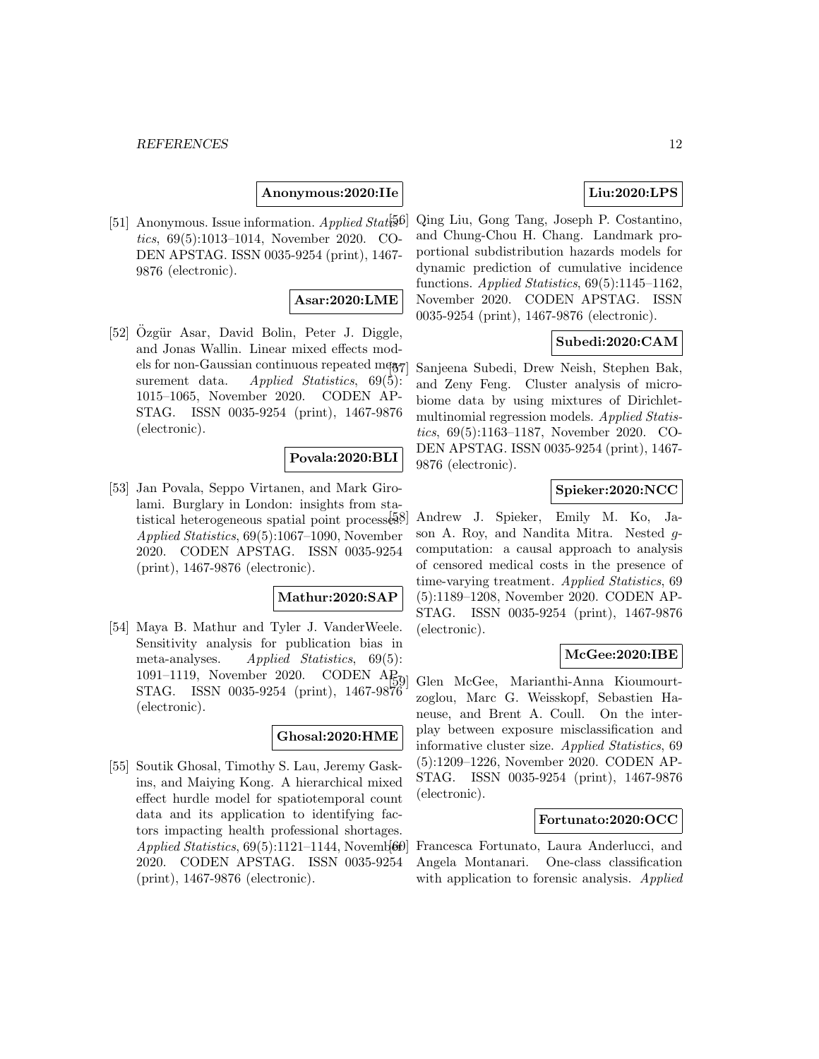**Anonymous:2020:IIe**

[51] Anonymous. Issue information. *Applied Statistics*, 69(5):1013–1014, November 2020. CODEN APSTAG. ISSN 0035-9254 (print), 1467-9876 (electronic).

**Asar:2020:LME**

[52] Özgür Asar, David Bolin, Peter J. Diggle, and Jonas Wallin. Linear mixed effects models for non-Gaussian continuous repeated measurement data. *Applied Statistics*, 69(5): 1015–1065, November 2020. CODEN APSTAG. ISSN 0035-9254 (print), 1467-9876 (electronic).

**Povala:2020:BLI**

[53] Jan Povala, Seppo Virtanen, and Mark Girolami. Burglary in London: insights from statistical heterogeneous spatial point processes. *Applied Statistics*, 69(5):1067–1090, November 2020. CODEN APSTAG. ISSN 0035-9254 (print), 1467-9876 (electronic).

**Mathur:2020:SAP**

[54] Maya B. Mathur and Tyler J. VanderWeele. Sensitivity analysis for publication bias in meta-analyses. *Applied Statistics*, 69(5): 1091–1119, November 2020. CODEN APSTAG. ISSN 0035-9254 (print), 1467-9876 (electronic).

**Ghosal:2020:HME**

[55] Soutik Ghosal, Timothy S. Lau, Jeremy Gaskins, and Maiying Kong. A hierarchical mixed effect hurdle model for spatiotemporal count data and its application to identifying factors impacting health professional shortages. *Applied Statistics*, 69(5):1121–1144, November 2020. CODEN APSTAG. ISSN 0035-9254 (print), 1467-9876 (electronic).

**Liu:2020:LPS**

[56] Qing Liu, Gong Tang, Joseph P. Costantino, and Chung-Chou H. Chang. Landmark proportional subdistribution hazards models for dynamic prediction of cumulative incidence functions. *Applied Statistics*, 69(5):1145–1162, November 2020. CODEN APSTAG. ISSN 0035-9254 (print), 1467-9876 (electronic).

**Subedi:2020:CAM**

[57] Sanjeena Subedi, Drew Neish, Stephen Bak, and Zeny Feng. Cluster analysis of microbiome data by using mixtures of Dirichlet-multinomial regression models. *Applied Statistics*, 69(5):1163–1187, November 2020. CODEN APSTAG. ISSN 0035-9254 (print), 1467-9876 (electronic).

**Spieker:2020:NCC**

[58] Andrew J. Spieker, Emily M. Ko, Jason A. Roy, and Nandita Mitra. Nested *g*-computation: a causal approach to analysis of censored medical costs in the presence of time-varying treatment. *Applied Statistics*, 69 (5):1189–1208, November 2020. CODEN APSTAG. ISSN 0035-9254 (print), 1467-9876 (electronic).

**McGee:2020:IBE**

[59] Glen McGee, Marianthi-Anna Kioumourtzoglou, Marc G. Weisskopf, Sebastien Haneuse, and Brent A. Coull. On the interplay between exposure misclassification and informative cluster size. *Applied Statistics*, 69 (5):1209–1226, November 2020. CODEN APSTAG. ISSN 0035-9254 (print), 1467-9876 (electronic).

**Fortunato:2020:OCC**

[60] Francesca Fortunato, Laura Anderlucci, and Angela Montanari. One-class classification with application to forensic analysis. *Applied*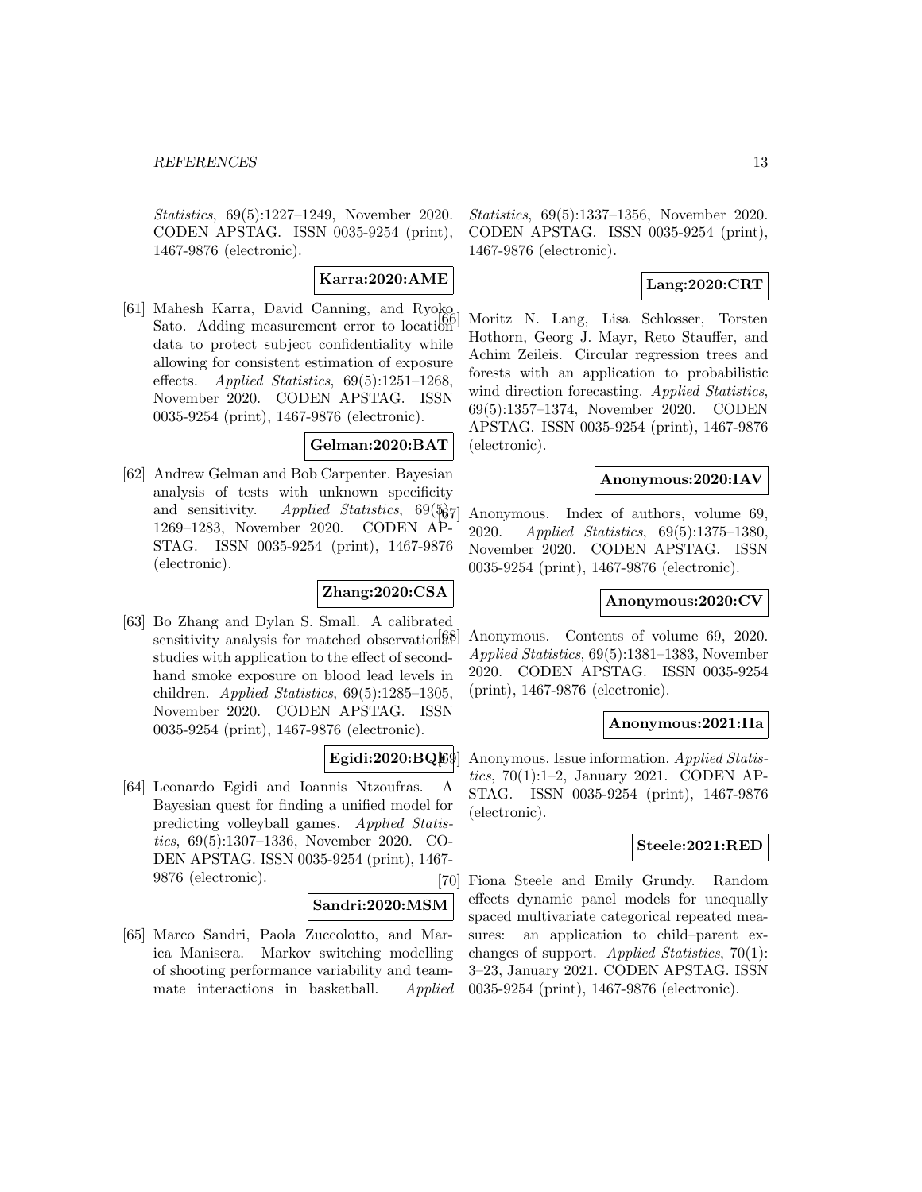*Statistics*, 69(5):1227–1249, November 2020. CODEN APSTAG. ISSN 0035-9254 (print), 1467-9876 (electronic).

**Karra:2020:AME**

[61] Mahesh Karra, David Canning, and Ryoko Sato. Adding measurement error to location data to protect subject confidentiality while allowing for consistent estimation of exposure effects. *Applied Statistics*, 69(5):1251–1268, November 2020. CODEN APSTAG. ISSN 0035-9254 (print), 1467-9876 (electronic).

**Gelman:2020:BAT**

[62] Andrew Gelman and Bob Carpenter. Bayesian analysis of tests with unknown specificity and sensitivity. *Applied Statistics*, 69(5): 1269–1283, November 2020. CODEN APSTAG. ISSN 0035-9254 (print), 1467-9876 (electronic).

**Zhang:2020:CSA**

[63] Bo Zhang and Dylan S. Small. A calibrated sensitivity analysis for matched observational studies with application to the effect of second-hand smoke exposure on blood lead levels in children. *Applied Statistics*, 69(5):1285–1305, November 2020. CODEN APSTAG. ISSN 0035-9254 (print), 1467-9876 (electronic).

**Egidi:2020:BQF**

[64] Leonardo Egidi and Ioannis Ntzoufras. A Bayesian quest for finding a unified model for predicting volleyball games. *Applied Statistics*, 69(5):1307–1336, November 2020. CODEN APSTAG. ISSN 0035-9254 (print), 1467-9876 (electronic).

**Sandri:2020:MSM**

[65] Marco Sandri, Paola Zuccolotto, and Marica Manisera. Markov switching modelling of shooting performance variability and teammate interactions in basketball. *Applied Statistics*, 69(5):1337–1356, November 2020. CODEN APSTAG. ISSN 0035-9254 (print), 1467-9876 (electronic).

**Lang:2020:CRT**

[66] Moritz N. Lang, Lisa Schlosser, Torsten Hothorn, Georg J. Mayr, Reto Stauffer, and Achim Zeileis. Circular regression trees and forests with an application to probabilistic wind direction forecasting. *Applied Statistics*, 69(5):1357–1374, November 2020. CODEN APSTAG. ISSN 0035-9254 (print), 1467-9876 (electronic).

**Anonymous:2020:IAV**

[67] Anonymous. Index of authors, volume 69, 2020. *Applied Statistics*, 69(5):1375–1380, November 2020. CODEN APSTAG. ISSN 0035-9254 (print), 1467-9876 (electronic).

**Anonymous:2020:CV**

[68] Anonymous. Contents of volume 69, 2020. *Applied Statistics*, 69(5):1381–1383, November 2020. CODEN APSTAG. ISSN 0035-9254 (print), 1467-9876 (electronic).

**Anonymous:2021:IIa**

[69] Anonymous. Issue information. *Applied Statistics*, 70(1):1–2, January 2021. CODEN APSTAG. ISSN 0035-9254 (print), 1467-9876 (electronic).

**Steele:2021:RED**

[70] Fiona Steele and Emily Grundy. Random effects dynamic panel models for unequally spaced multivariate categorical repeated measures: an application to child–parent exchanges of support. *Applied Statistics*, 70(1): 3–23, January 2021. CODEN APSTAG. ISSN 0035-9254 (print), 1467-9876 (electronic).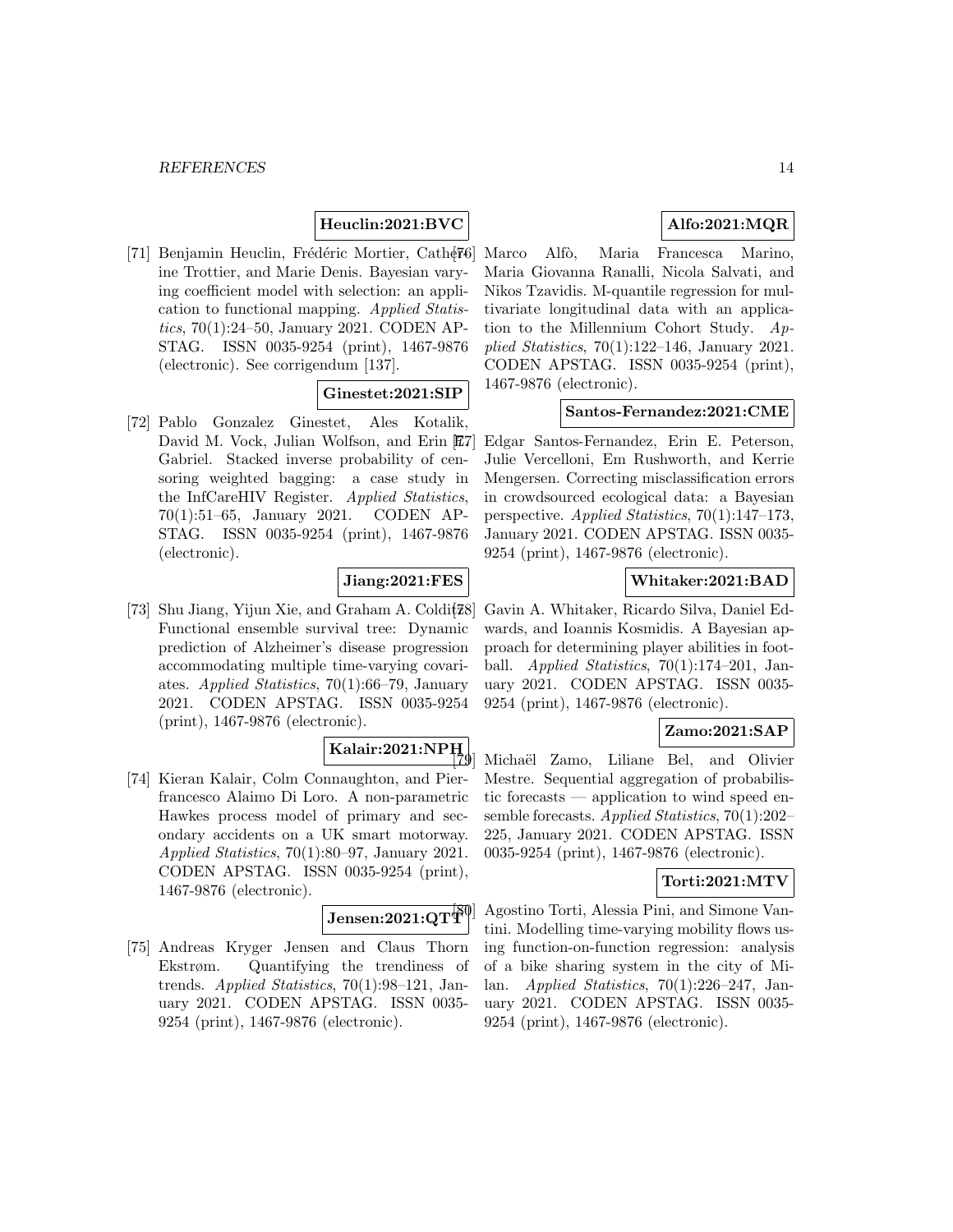**Heuclin:2021:BVC**

[71] Benjamin Heuclin, Frédéric Mortier, Catherine Trottier, and Marie Denis. Bayesian varying coefficient model with selection: an application to functional mapping. *Applied Statistics*, 70(1):24–50, January 2021. CODEN APSTAG. ISSN 0035-9254 (print), 1467-9876 (electronic). See corrigendum [137].

**Ginestet:2021:SIP**

[72] Pablo Gonzalez Ginestet, Ales Kotalik, David M. Vock, Julian Wolfson, and Erin E. Gabriel. Stacked inverse probability of censoring weighted bagging: a case study in the InfCareHIV Register. *Applied Statistics*, 70(1):51–65, January 2021. CODEN APSTAG. ISSN 0035-9254 (print), 1467-9876 (electronic).

**Jiang:2021:FES**

[73] Shu Jiang, Yijun Xie, and Graham A. Colditz. Functional ensemble survival tree: Dynamic prediction of Alzheimer's disease progression accommodating multiple time-varying covariates. *Applied Statistics*, 70(1):66–79, January 2021. CODEN APSTAG. ISSN 0035-9254 (print), 1467-9876 (electronic).

**Kalair:2021:NPH**

[74] Kieran Kalair, Colm Connaughton, and Pierfrancesco Alaimo Di Loro. A non-parametric Hawkes process model of primary and secondary accidents on a UK smart motorway. *Applied Statistics*, 70(1):80–97, January 2021. CODEN APSTAG. ISSN 0035-9254 (print), 1467-9876 (electronic).

**Jensen:2021:QTT**

[75] Andreas Kryger Jensen and Claus Thorn Ekstrøm. Quantifying the trendiness of trends. *Applied Statistics*, 70(1):98–121, January 2021. CODEN APSTAG. ISSN 0035-9254 (print), 1467-9876 (electronic).

**Alfo:2021:MQR**

[76] Marco Alfò, Maria Francesca Marino, Maria Giovanna Ranalli, Nicola Salvati, and Nikos Tzavidis. M-quantile regression for multivariate longitudinal data with an application to the Millennium Cohort Study. *Applied Statistics*, 70(1):122–146, January 2021. CODEN APSTAG. ISSN 0035-9254 (print), 1467-9876 (electronic).

**Santos-Fernandez:2021:CME**

[77] Edgar Santos-Fernandez, Erin E. Peterson, Julie Vercelloni, Em Rushworth, and Kerrie Mengersen. Correcting misclassification errors in crowdsourced ecological data: a Bayesian perspective. *Applied Statistics*, 70(1):147–173, January 2021. CODEN APSTAG. ISSN 0035-9254 (print), 1467-9876 (electronic).

**Whitaker:2021:BAD**

[78] Gavin A. Whitaker, Ricardo Silva, Daniel Edwards, and Ioannis Kosmidis. A Bayesian approach for determining player abilities in football. *Applied Statistics*, 70(1):174–201, January 2021. CODEN APSTAG. ISSN 0035-9254 (print), 1467-9876 (electronic).

**Zamo:2021:SAP**

[79] Michaël Zamo, Liliane Bel, and Olivier Mestre. Sequential aggregation of probabilistic forecasts — application to wind speed ensemble forecasts. *Applied Statistics*, 70(1):202–225, January 2021. CODEN APSTAG. ISSN 0035-9254 (print), 1467-9876 (electronic).

**Torti:2021:MTV**

[80] Agostino Torti, Alessia Pini, and Simone Vantini. Modelling time-varying mobility flows using function-on-function regression: analysis of a bike sharing system in the city of Milan. *Applied Statistics*, 70(1):226–247, January 2021. CODEN APSTAG. ISSN 0035-9254 (print), 1467-9876 (electronic).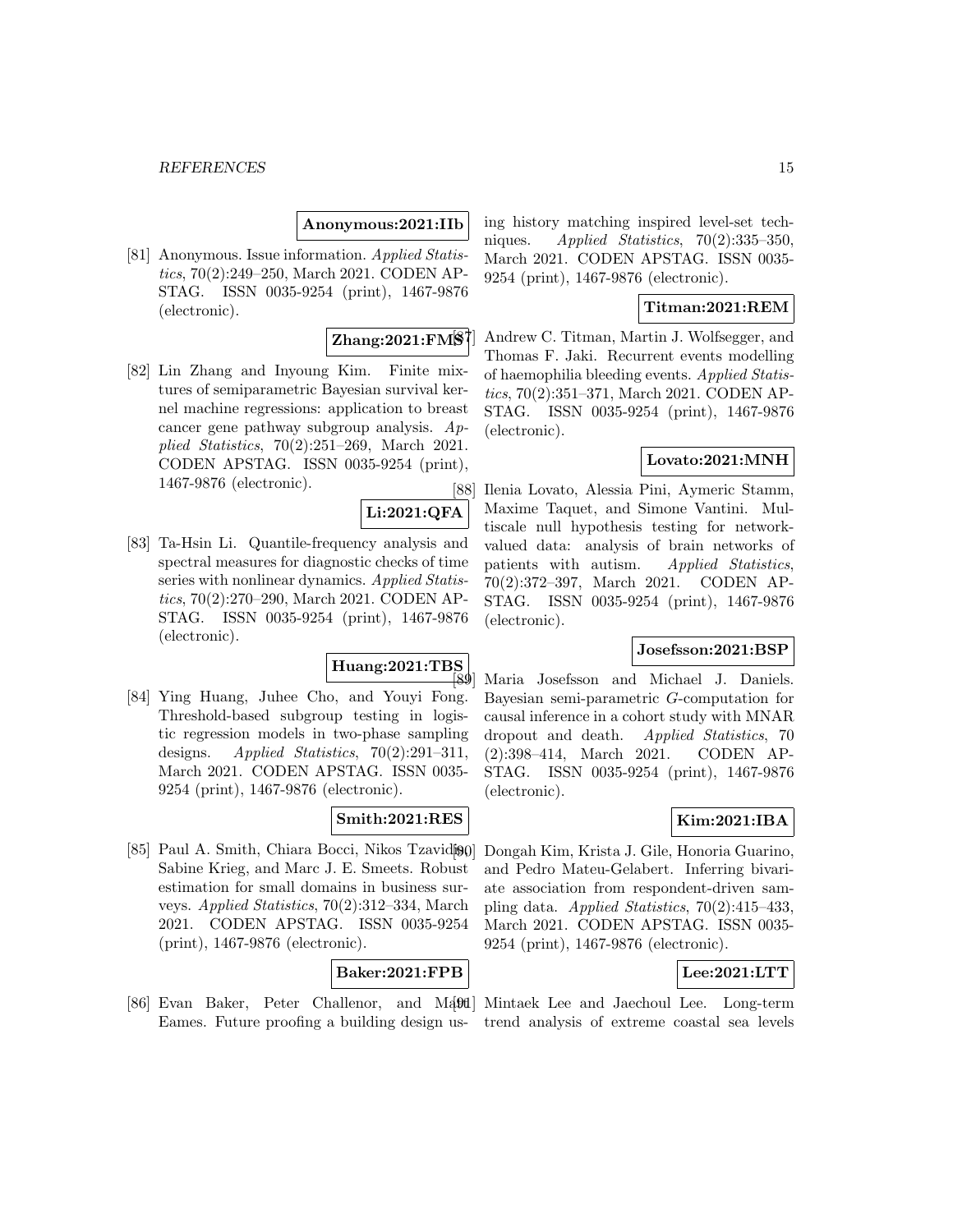**Anonymous:2021:IIb**

[81] Anonymous. Issue information. *Applied Statistics*, 70(2):249–250, March 2021. CODEN APSTAG. ISSN 0035-9254 (print), 1467-9876 (electronic).

**Zhang:2021:FMS**

[82] Lin Zhang and Inyoung Kim. Finite mixtures of semiparametric Bayesian survival kernel machine regressions: application to breast cancer gene pathway subgroup analysis. *Applied Statistics*, 70(2):251–269, March 2021. CODEN APSTAG. ISSN 0035-9254 (print), 1467-9876 (electronic).

**Li:2021:QFA**

[83] Ta-Hsin Li. Quantile-frequency analysis and spectral measures for diagnostic checks of time series with nonlinear dynamics. *Applied Statistics*, 70(2):270–290, March 2021. CODEN APSTAG. ISSN 0035-9254 (print), 1467-9876 (electronic).

**Huang:2021:TBS**

[84] Ying Huang, Juhee Cho, and Youyi Fong. Threshold-based subgroup testing in logistic regression models in two-phase sampling designs. *Applied Statistics*, 70(2):291–311, March 2021. CODEN APSTAG. ISSN 0035-9254 (print), 1467-9876 (electronic).

**Smith:2021:RES**

[85] Paul A. Smith, Chiara Bocci, Nikos Tzavidis, Sabine Krieg, and Marc J. E. Smeets. Robust estimation for small domains in business surveys. *Applied Statistics*, 70(2):312–334, March 2021. CODEN APSTAG. ISSN 0035-9254 (print), 1467-9876 (electronic).

**Baker:2021:FPB**

[86] Evan Baker, Peter Challenor, and Matt Eames. Future proofing a building design using history matching inspired level-set techniques. *Applied Statistics*, 70(2):335–350, March 2021. CODEN APSTAG. ISSN 0035-9254 (print), 1467-9876 (electronic).

**Titman:2021:REM**

[87] Andrew C. Titman, Martin J. Wolfsegger, and Thomas F. Jaki. Recurrent events modelling of haemophilia bleeding events. *Applied Statistics*, 70(2):351–371, March 2021. CODEN APSTAG. ISSN 0035-9254 (print), 1467-9876 (electronic).

**Lovato:2021:MNH**

[88] Ilenia Lovato, Alessia Pini, Aymeric Stamm, Maxime Taquet, and Simone Vantini. Multiscale null hypothesis testing for network-valued data: analysis of brain networks of patients with autism. *Applied Statistics*, 70(2):372–397, March 2021. CODEN APSTAG. ISSN 0035-9254 (print), 1467-9876 (electronic).

**Josefsson:2021:BSP**

[89] Maria Josefsson and Michael J. Daniels. Bayesian semi-parametric *G*-computation for causal inference in a cohort study with MNAR dropout and death. *Applied Statistics*, 70 (2):398–414, March 2021. CODEN APSTAG. ISSN 0035-9254 (print), 1467-9876 (electronic).

**Kim:2021:IBA**

[90] Dongah Kim, Krista J. Gile, Honoria Guarino, and Pedro Mateu-Gelabert. Inferring bivariate association from respondent-driven sampling data. *Applied Statistics*, 70(2):415–433, March 2021. CODEN APSTAG. ISSN 0035-9254 (print), 1467-9876 (electronic).

**Lee:2021:LTT**

[91] Mintaek Lee and Jaechoul Lee. Long-term trend analysis of extreme coastal sea levels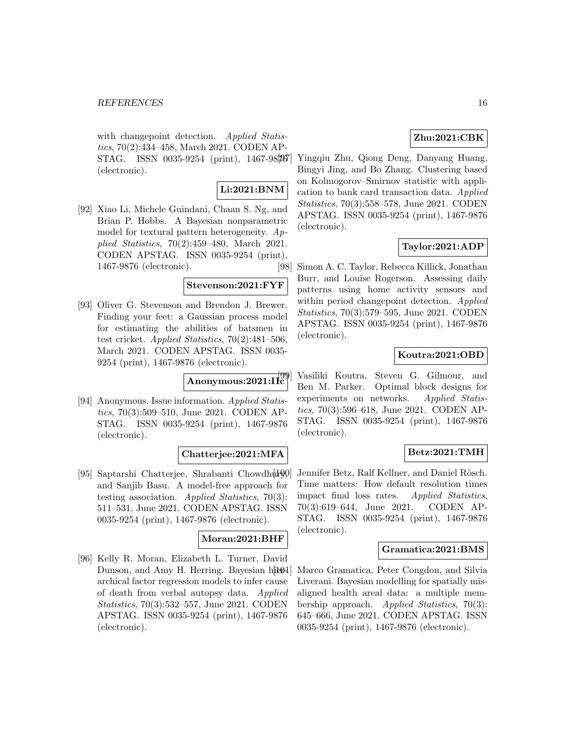with changepoint detection. *Applied Statistics*, 70(2):434–458, March 2021. CODEN APSTAG. ISSN 0035-9254 (print), 1467-9876 (electronic).

**Li:2021:BNM**

[92] Xiao Li, Michele Guindani, Chaan S. Ng, and Brian P. Hobbs. A Bayesian nonparametric model for textural pattern heterogeneity. *Applied Statistics*, 70(2):459–480, March 2021. CODEN APSTAG. ISSN 0035-9254 (print), 1467-9876 (electronic).

**Stevenson:2021:FYF**

[93] Oliver G. Stevenson and Brendon J. Brewer. Finding your feet: a Gaussian process model for estimating the abilities of batsmen in test cricket. *Applied Statistics*, 70(2):481–506, March 2021. CODEN APSTAG. ISSN 0035-9254 (print), 1467-9876 (electronic).

**Anonymous:2021:IIc**

[94] Anonymous. Issue information. *Applied Statistics*, 70(3):509–510, June 2021. CODEN APSTAG. ISSN 0035-9254 (print), 1467-9876 (electronic).

**Chatterjee:2021:MFA**

[95] Saptarshi Chatterjee, Shrabanti Chowdhury, and Sanjib Basu. A model-free approach for testing association. *Applied Statistics*, 70(3):511–531, June 2021. CODEN APSTAG. ISSN 0035-9254 (print), 1467-9876 (electronic).

**Moran:2021:BHF**

[96] Kelly R. Moran, Elizabeth L. Turner, David Dunson, and Amy H. Herring. Bayesian hierarchical factor regression models to infer cause of death from verbal autopsy data. *Applied Statistics*, 70(3):532–557, June 2021. CODEN APSTAG. ISSN 0035-9254 (print), 1467-9876 (electronic).

**Zhu:2021:CBK**

[97] Yingqiu Zhu, Qiong Deng, Danyang Huang, Bingyi Jing, and Bo Zhang. Clustering based on Kolmogorov–Smirnov statistic with application to bank card transaction data. *Applied Statistics*, 70(3):558–578, June 2021. CODEN APSTAG. ISSN 0035-9254 (print), 1467-9876 (electronic).

**Taylor:2021:ADP**

[98] Simon A. C. Taylor, Rebecca Killick, Jonathan Burr, and Louise Rogerson. Assessing daily patterns using home activity sensors and within period changepoint detection. *Applied Statistics*, 70(3):579–595, June 2021. CODEN APSTAG. ISSN 0035-9254 (print), 1467-9876 (electronic).

**Koutra:2021:OBD**

[99] Vasiliki Koutra, Steven G. Gilmour, and Ben M. Parker. Optimal block designs for experiments on networks. *Applied Statistics*, 70(3):596–618, June 2021. CODEN APSTAG. ISSN 0035-9254 (print), 1467-9876 (electronic).

**Betz:2021:TMH**

[100] Jennifer Betz, Ralf Kellner, and Daniel Rösch. Time matters: How default resolution times impact final loss rates. *Applied Statistics*, 70(3):619–644, June 2021. CODEN APSTAG. ISSN 0035-9254 (print), 1467-9876 (electronic).

**Gramatica:2021:BMS**

[101] Marco Gramatica, Peter Congdon, and Silvia Liverani. Bayesian modelling for spatially misaligned health areal data: a multiple membership approach. *Applied Statistics*, 70(3):645–666, June 2021. CODEN APSTAG. ISSN 0035-9254 (print), 1467-9876 (electronic).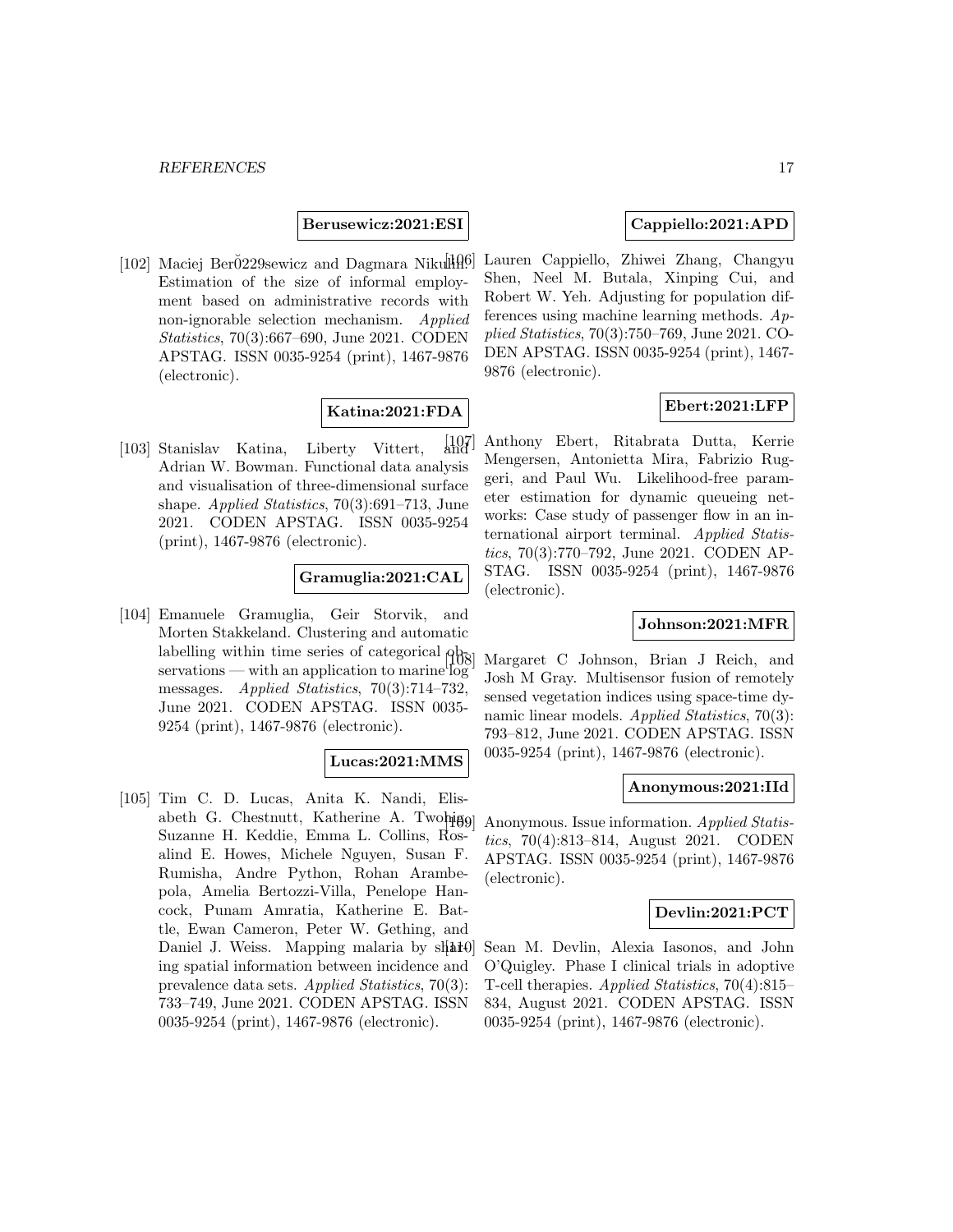**Berusewicz:2021:ESI**

[102] Maciej Beresewicz and Dagmara Nikulin. Estimation of the size of informal employment based on administrative records with non-ignorable selection mechanism. *Applied Statistics*, 70(3):667–690, June 2021. CODEN APSTAG. ISSN 0035-9254 (print), 1467-9876 (electronic).

**Katina:2021:FDA**

[103] Stanislav Katina, Liberty Vittert, and Adrian W. Bowman. Functional data analysis and visualisation of three-dimensional surface shape. *Applied Statistics*, 70(3):691–713, June 2021. CODEN APSTAG. ISSN 0035-9254 (print), 1467-9876 (electronic).

**Gramuglia:2021:CAL**

[104] Emanuele Gramuglia, Geir Storvik, and Morten Stakkeland. Clustering and automatic labelling within time series of categorical observations — with an application to marine log messages. *Applied Statistics*, 70(3):714–732, June 2021. CODEN APSTAG. ISSN 0035-9254 (print), 1467-9876 (electronic).

**Lucas:2021:MMS**

[105] Tim C. D. Lucas, Anita K. Nandi, Elisabeth G. Chestnutt, Katherine A. Twohig, Suzanne H. Keddie, Emma L. Collins, Rosalind E. Howes, Michele Nguyen, Susan F. Rumisha, Andre Python, Rohan Arambepola, Amelia Bertozzi-Villa, Penelope Hancock, Punam Amratia, Katherine E. Battle, Ewan Cameron, Peter W. Gething, and Daniel J. Weiss. Mapping malaria by sharing spatial information between incidence and prevalence data sets. *Applied Statistics*, 70(3):733–749, June 2021. CODEN APSTAG. ISSN 0035-9254 (print), 1467-9876 (electronic).

**Cappiello:2021:APD**

[106] Lauren Cappiello, Zhiwei Zhang, Changyu Shen, Neel M. Butala, Xinping Cui, and Robert W. Yeh. Adjusting for population differences using machine learning methods. *Applied Statistics*, 70(3):750–769, June 2021. CODEN APSTAG. ISSN 0035-9254 (print), 1467-9876 (electronic).

**Ebert:2021:LFP**

[107] Anthony Ebert, Ritabrata Dutta, Kerrie Mengersen, Antonietta Mira, Fabrizio Ruggeri, and Paul Wu. Likelihood-free parameter estimation for dynamic queueing networks: Case study of passenger flow in an international airport terminal. *Applied Statistics*, 70(3):770–792, June 2021. CODEN APSTAG. ISSN 0035-9254 (print), 1467-9876 (electronic).

**Johnson:2021:MFR**

[108] Margaret C Johnson, Brian J Reich, and Josh M Gray. Multisensor fusion of remotely sensed vegetation indices using space-time dynamic linear models. *Applied Statistics*, 70(3):793–812, June 2021. CODEN APSTAG. ISSN 0035-9254 (print), 1467-9876 (electronic).

**Anonymous:2021:IId**

[109] Anonymous. Issue information. *Applied Statistics*, 70(4):813–814, August 2021. CODEN APSTAG. ISSN 0035-9254 (print), 1467-9876 (electronic).

**Devlin:2021:PCT**

[110] Sean M. Devlin, Alexia Iasonos, and John O'Quigley. Phase I clinical trials in adoptive T-cell therapies. *Applied Statistics*, 70(4):815–834, August 2021. CODEN APSTAG. ISSN 0035-9254 (print), 1467-9876 (electronic).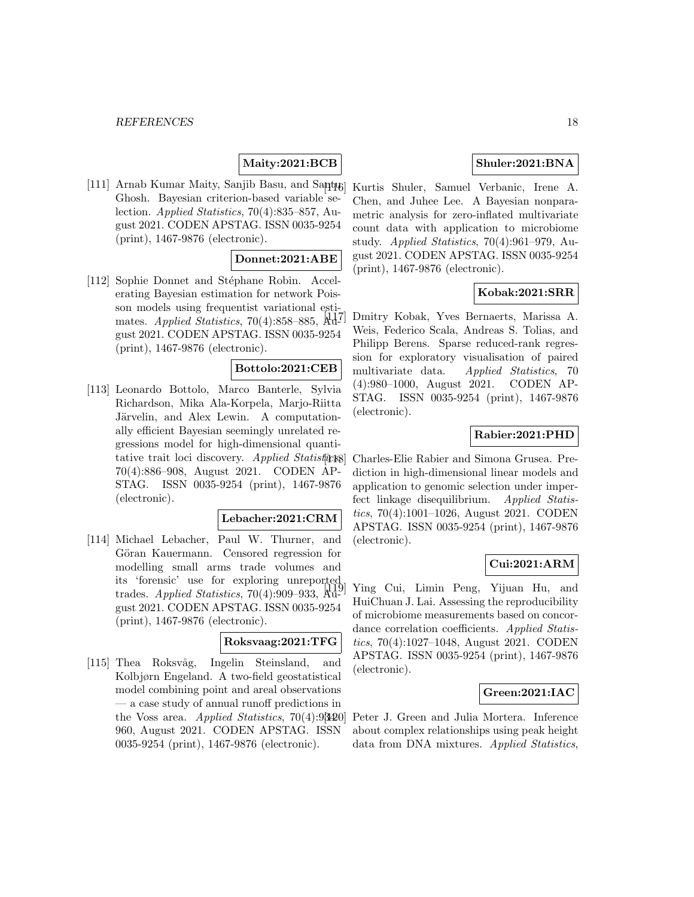**Maity:2021:BCB**

[111] Arnab Kumar Maity, Sanjib Basu, and Santu Ghosh. Bayesian criterion-based variable selection. *Applied Statistics*, 70(4):835–857, August 2021. CODEN APSTAG. ISSN 0035-9254 (print), 1467-9876 (electronic).

**Donnet:2021:ABE**

[112] Sophie Donnet and Stéphane Robin. Accelerating Bayesian estimation for network Poisson models using frequentist variational estimates. *Applied Statistics*, 70(4):858–885, August 2021. CODEN APSTAG. ISSN 0035-9254 (print), 1467-9876 (electronic).

**Bottolo:2021:CEB**

[113] Leonardo Bottolo, Marco Banterle, Sylvia Richardson, Mika Ala-Korpela, Marjo-Riitta Järvelin, and Alex Lewin. A computationally efficient Bayesian seemingly unrelated regressions model for high-dimensional quantitative trait loci discovery. *Applied Statistics*, 70(4):886–908, August 2021. CODEN APSTAG. ISSN 0035-9254 (print), 1467-9876 (electronic).

**Lebacher:2021:CRM**

[114] Michael Lebacher, Paul W. Thurner, and Göran Kauermann. Censored regression for modelling small arms trade volumes and its 'forensic' use for exploring unreported trades. *Applied Statistics*, 70(4):909–933, August 2021. CODEN APSTAG. ISSN 0035-9254 (print), 1467-9876 (electronic).

**Roksvaag:2021:TFG**

[115] Thea Roksvåg, Ingelin Steinsland, and Kolbjørn Engeland. A two-field geostatistical model combining point and areal observations — a case study of annual runoff predictions in the Voss area. *Applied Statistics*, 70(4):934–960, August 2021. CODEN APSTAG. ISSN 0035-9254 (print), 1467-9876 (electronic).

**Shuler:2021:BNA**

[116] Kurtis Shuler, Samuel Verbanic, Irene A. Chen, and Juhee Lee. A Bayesian nonparametric analysis for zero-inflated multivariate count data with application to microbiome study. *Applied Statistics*, 70(4):961–979, August 2021. CODEN APSTAG. ISSN 0035-9254 (print), 1467-9876 (electronic).

**Kobak:2021:SRR**

[117] Dmitry Kobak, Yves Bernaerts, Marissa A. Weis, Federico Scala, Andreas S. Tolias, and Philipp Berens. Sparse reduced-rank regression for exploratory visualisation of paired multivariate data. *Applied Statistics*, 70(4):980–1000, August 2021. CODEN APSTAG. ISSN 0035-9254 (print), 1467-9876 (electronic).

**Rabier:2021:PHD**

[118] Charles-Elie Rabier and Simona Grusea. Prediction in high-dimensional linear models and application to genomic selection under imperfect linkage disequilibrium. *Applied Statistics*, 70(4):1001–1026, August 2021. CODEN APSTAG. ISSN 0035-9254 (print), 1467-9876 (electronic).

**Cui:2021:ARM**

[119] Ying Cui, Limin Peng, Yijuan Hu, and HuiChuan J. Lai. Assessing the reproducibility of microbiome measurements based on concordance correlation coefficients. *Applied Statistics*, 70(4):1027–1048, August 2021. CODEN APSTAG. ISSN 0035-9254 (print), 1467-9876 (electronic).

**Green:2021:IAC**

[120] Peter J. Green and Julia Mortera. Inference about complex relationships using peak height data from DNA mixtures. *Applied Statistics*,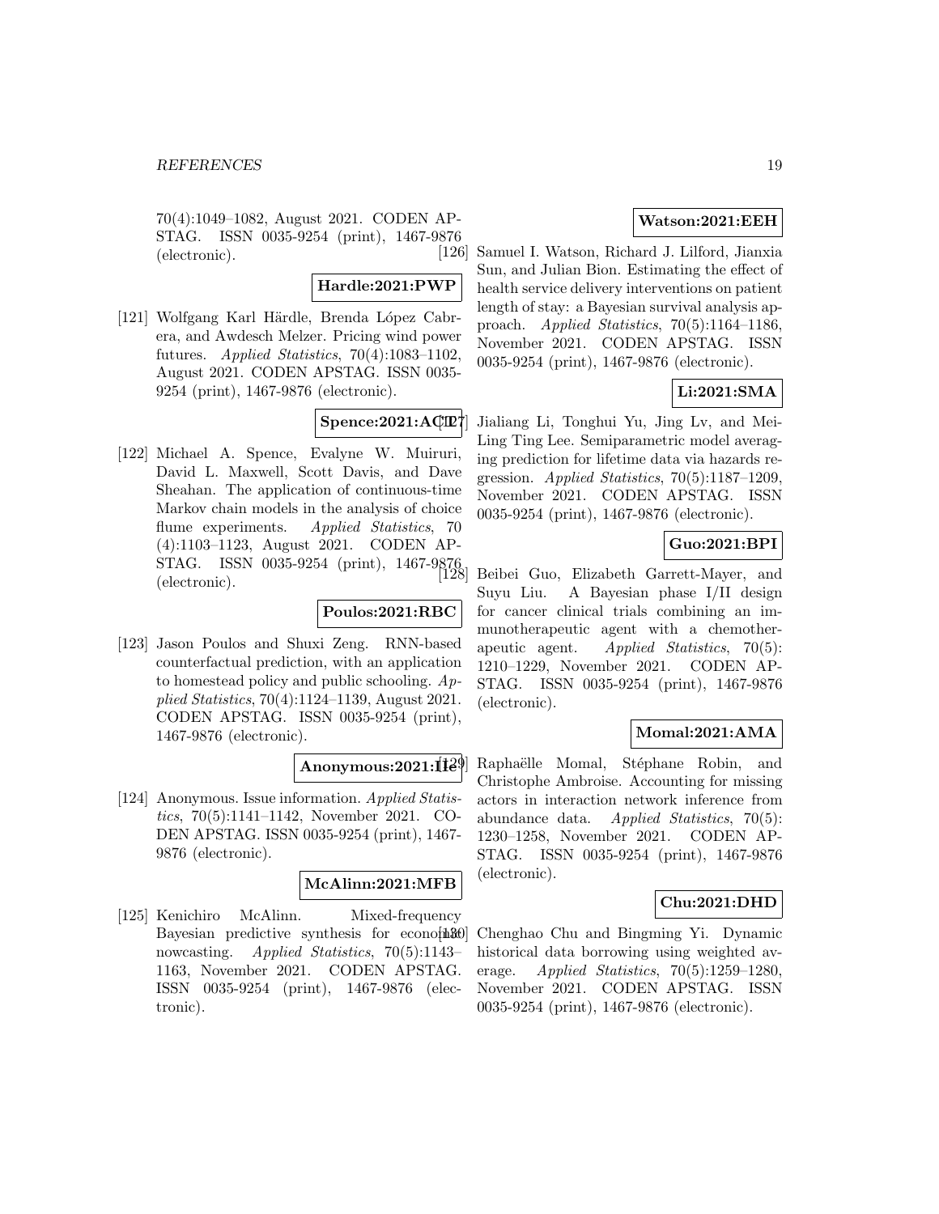70(4):1049–1082, August 2021. CODEN APSTAG. ISSN 0035-9254 (print), 1467-9876 (electronic).

**Hardle:2021:PWP**

[121] Wolfgang Karl Härdle, Brenda López Cabrera, and Awdesch Melzer. Pricing wind power futures. *Applied Statistics*, 70(4):1083–1102, August 2021. CODEN APSTAG. ISSN 0035-9254 (print), 1467-9876 (electronic).

**Spence:2021:ACT**

[122] Michael A. Spence, Evalyne W. Muiruri, David L. Maxwell, Scott Davis, and Dave Sheahan. The application of continuous-time Markov chain models in the analysis of choice flume experiments. *Applied Statistics*, 70 (4):1103–1123, August 2021. CODEN APSTAG. ISSN 0035-9254 (print), 1467-9876 (electronic).

**Poulos:2021:RBC**

[123] Jason Poulos and Shuxi Zeng. RNN-based counterfactual prediction, with an application to homestead policy and public schooling. *Applied Statistics*, 70(4):1124–1139, August 2021. CODEN APSTAG. ISSN 0035-9254 (print), 1467-9876 (electronic).

**Anonymous:2021:IIe**

[124] Anonymous. Issue information. *Applied Statistics*, 70(5):1141–1142, November 2021. CODEN APSTAG. ISSN 0035-9254 (print), 1467-9876 (electronic).

**McAlinn:2021:MFB**

[125] Kenichiro McAlinn. Mixed-frequency Bayesian predictive synthesis for economic nowcasting. *Applied Statistics*, 70(5):1143–1163, November 2021. CODEN APSTAG. ISSN 0035-9254 (print), 1467-9876 (electronic).

**Watson:2021:EEH**

[126] Samuel I. Watson, Richard J. Lilford, Jianxia Sun, and Julian Bion. Estimating the effect of health service delivery interventions on patient length of stay: a Bayesian survival analysis approach. *Applied Statistics*, 70(5):1164–1186, November 2021. CODEN APSTAG. ISSN 0035-9254 (print), 1467-9876 (electronic).

**Li:2021:SMA**

[127] Jialiang Li, Tonghui Yu, Jing Lv, and Mei-Ling Ting Lee. Semiparametric model averaging prediction for lifetime data via hazards regression. *Applied Statistics*, 70(5):1187–1209, November 2021. CODEN APSTAG. ISSN 0035-9254 (print), 1467-9876 (electronic).

**Guo:2021:BPI**

[128] Beibei Guo, Elizabeth Garrett-Mayer, and Suyu Liu. A Bayesian phase I/II design for cancer clinical trials combining an immunotherapeutic agent with a chemotherapeutic agent. *Applied Statistics*, 70(5): 1210–1229, November 2021. CODEN APSTAG. ISSN 0035-9254 (print), 1467-9876 (electronic).

**Momal:2021:AMA**

[129] Raphaëlle Momal, Stéphane Robin, and Christophe Ambroise. Accounting for missing actors in interaction network inference from abundance data. *Applied Statistics*, 70(5): 1230–1258, November 2021. CODEN APSTAG. ISSN 0035-9254 (print), 1467-9876 (electronic).

**Chu:2021:DHD**

[130] Chenghao Chu and Bingming Yi. Dynamic historical data borrowing using weighted average. *Applied Statistics*, 70(5):1259–1280, November 2021. CODEN APSTAG. ISSN 0035-9254 (print), 1467-9876 (electronic).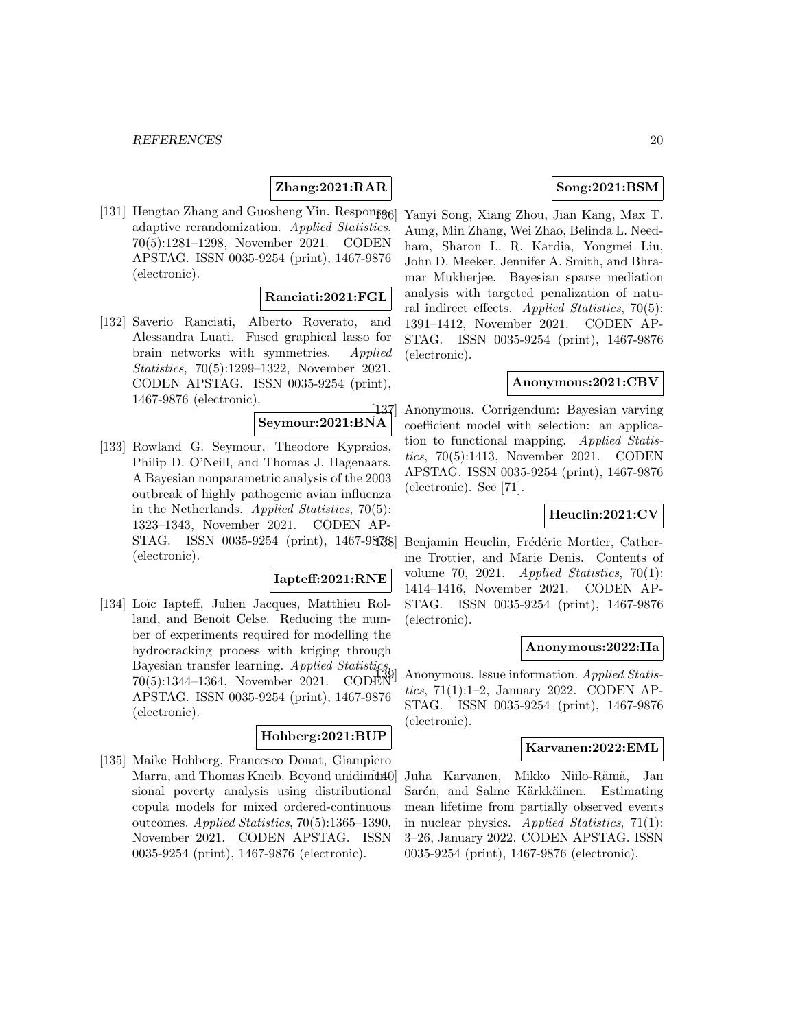**Zhang:2021:RAR**

[131] Hengtao Zhang and Guosheng Yin. Response-adaptive rerandomization. *Applied Statistics*, 70(5):1281–1298, November 2021. CODEN APSTAG. ISSN 0035-9254 (print), 1467-9876 (electronic).

**Ranciati:2021:FGL**

[132] Saverio Ranciati, Alberto Roverato, and Alessandra Luati. Fused graphical lasso for brain networks with symmetries. *Applied Statistics*, 70(5):1299–1322, November 2021. CODEN APSTAG. ISSN 0035-9254 (print), 1467-9876 (electronic).

**Seymour:2021:BNA**

[133] Rowland G. Seymour, Theodore Kypraios, Philip D. O'Neill, and Thomas J. Hagenaars. A Bayesian nonparametric analysis of the 2003 outbreak of highly pathogenic avian influenza in the Netherlands. *Applied Statistics*, 70(5): 1323–1343, November 2021. CODEN APSTAG. ISSN 0035-9254 (print), 1467-9876 (electronic).

**Iapteff:2021:RNE**

[134] Loïc Iapteff, Julien Jacques, Matthieu Rolland, and Benoit Celse. Reducing the number of experiments required for modelling the hydrocracking process with kriging through Bayesian transfer learning. *Applied Statistics*, 70(5):1344–1364, November 2021. CODEN APSTAG. ISSN 0035-9254 (print), 1467-9876 (electronic).

**Hohberg:2021:BUP**

[135] Maike Hohberg, Francesco Donat, Giampiero Marra, and Thomas Kneib. Beyond unidimensional poverty analysis using distributional copula models for mixed ordered-continuous outcomes. *Applied Statistics*, 70(5):1365–1390, November 2021. CODEN APSTAG. ISSN 0035-9254 (print), 1467-9876 (electronic).

**Song:2021:BSM**

[136] Yanyi Song, Xiang Zhou, Jian Kang, Max T. Aung, Min Zhang, Wei Zhao, Belinda L. Needham, Sharon L. R. Kardia, Yongmei Liu, John D. Meeker, Jennifer A. Smith, and Bhramar Mukherjee. Bayesian sparse mediation analysis with targeted penalization of natural indirect effects. *Applied Statistics*, 70(5): 1391–1412, November 2021. CODEN APSTAG. ISSN 0035-9254 (print), 1467-9876 (electronic).

**Anonymous:2021:CBV**

[137] Anonymous. Corrigendum: Bayesian varying coefficient model with selection: an application to functional mapping. *Applied Statistics*, 70(5):1413, November 2021. CODEN APSTAG. ISSN 0035-9254 (print), 1467-9876 (electronic). See [71].

**Heuclin:2021:CV**

[138] Benjamin Heuclin, Frédéric Mortier, Catherine Trottier, and Marie Denis. Contents of volume 70, 2021. *Applied Statistics*, 70(1): 1414–1416, November 2021. CODEN APSTAG. ISSN 0035-9254 (print), 1467-9876 (electronic).

**Anonymous:2022:IIa**

[139] Anonymous. Issue information. *Applied Statistics*, 71(1):1–2, January 2022. CODEN APSTAG. ISSN 0035-9254 (print), 1467-9876 (electronic).

**Karvanen:2022:EML**

[140] Juha Karvanen, Mikko Niilo-Rämä, Jan Sarén, and Salme Kärkkäinen. Estimating mean lifetime from partially observed events in nuclear physics. *Applied Statistics*, 71(1): 3–26, January 2022. CODEN APSTAG. ISSN 0035-9254 (print), 1467-9876 (electronic).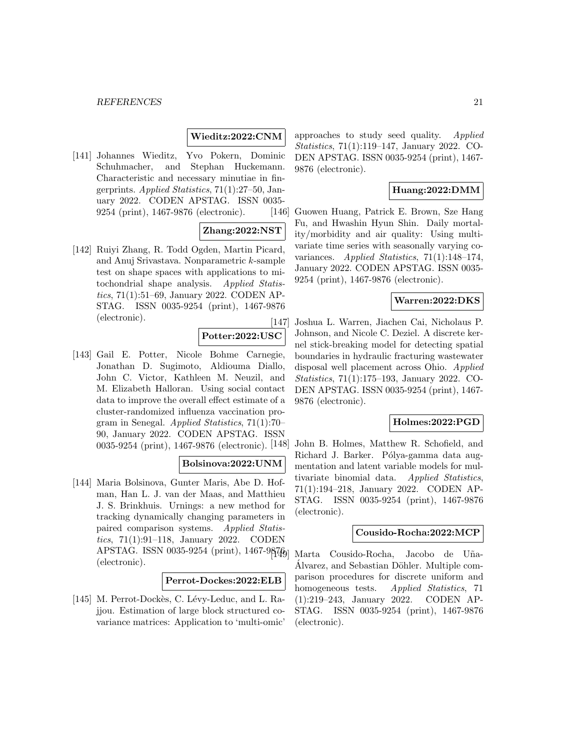**Wieditz:2022:CNM**

[141] Johannes Wieditz, Yvo Pokern, Dominic Schuhmacher, and Stephan Huckemann. Characteristic and necessary minutiae in fingerprints. *Applied Statistics*, 71(1):27–50, January 2022. CODEN APSTAG. ISSN 0035-9254 (print), 1467-9876 (electronic).

**Zhang:2022:NST**

[142] Ruiyi Zhang, R. Todd Ogden, Martin Picard, and Anuj Srivastava. Nonparametric $k$-sample test on shape spaces with applications to mitochondrial shape analysis. *Applied Statistics*, 71(1):51–69, January 2022. CODEN APSTAG. ISSN 0035-9254 (print), 1467-9876 (electronic).

**Potter:2022:USC**

[143] Gail E. Potter, Nicole Bohme Carnegie, Jonathan D. Sugimoto, Aldiouma Diallo, John C. Victor, Kathleen M. Neuzil, and M. Elizabeth Halloran. Using social contact data to improve the overall effect estimate of a cluster-randomized influenza vaccination program in Senegal. *Applied Statistics*, 71(1):70–90, January 2022. CODEN APSTAG. ISSN 0035-9254 (print), 1467-9876 (electronic).

**Bolsinova:2022:UNM**

[144] Maria Bolsinova, Gunter Maris, Abe D. Hofman, Han L. J. van der Maas, and Matthieu J. S. Brinkhuis. Urnings: a new method for tracking dynamically changing parameters in paired comparison systems. *Applied Statistics*, 71(1):91–118, January 2022. CODEN APSTAG. ISSN 0035-9254 (print), 1467-9876 (electronic).

**Perrot-Dockes:2022:ELB**

[145] M. Perrot-Dockès, C. Lévy-Leduc, and L. Rajjou. Estimation of large block structured covariance matrices: Application to 'multi-omic' approaches to study seed quality. *Applied Statistics*, 71(1):119–147, January 2022. CODEN APSTAG. ISSN 0035-9254 (print), 1467-9876 (electronic).

**Huang:2022:DMM**

[146] Guowen Huang, Patrick E. Brown, Sze Hang Fu, and Hwashin Hyun Shin. Daily mortality/morbidity and air quality: Using multivariate time series with seasonally varying covariances. *Applied Statistics*, 71(1):148–174, January 2022. CODEN APSTAG. ISSN 0035-9254 (print), 1467-9876 (electronic).

**Warren:2022:DKS**

[147] Joshua L. Warren, Jiachen Cai, Nicholaus P. Johnson, and Nicole C. Deziel. A discrete kernel stick-breaking model for detecting spatial boundaries in hydraulic fracturing wastewater disposal well placement across Ohio. *Applied Statistics*, 71(1):175–193, January 2022. CODEN APSTAG. ISSN 0035-9254 (print), 1467-9876 (electronic).

**Holmes:2022:PGD**

[148] John B. Holmes, Matthew R. Schofield, and Richard J. Barker. Pólya-gamma data augmentation and latent variable models for multivariate binomial data. *Applied Statistics*, 71(1):194–218, January 2022. CODEN APSTAG. ISSN 0035-9254 (print), 1467-9876 (electronic).

**Cousido-Rocha:2022:MCP**

[149] Marta Cousido-Rocha, Jacobo de Uña-Álvarez, and Sebastian Döhler. Multiple comparison procedures for discrete uniform and homogeneous tests. *Applied Statistics*, 71 (1):219–243, January 2022. CODEN APSTAG. ISSN 0035-9254 (print), 1467-9876 (electronic).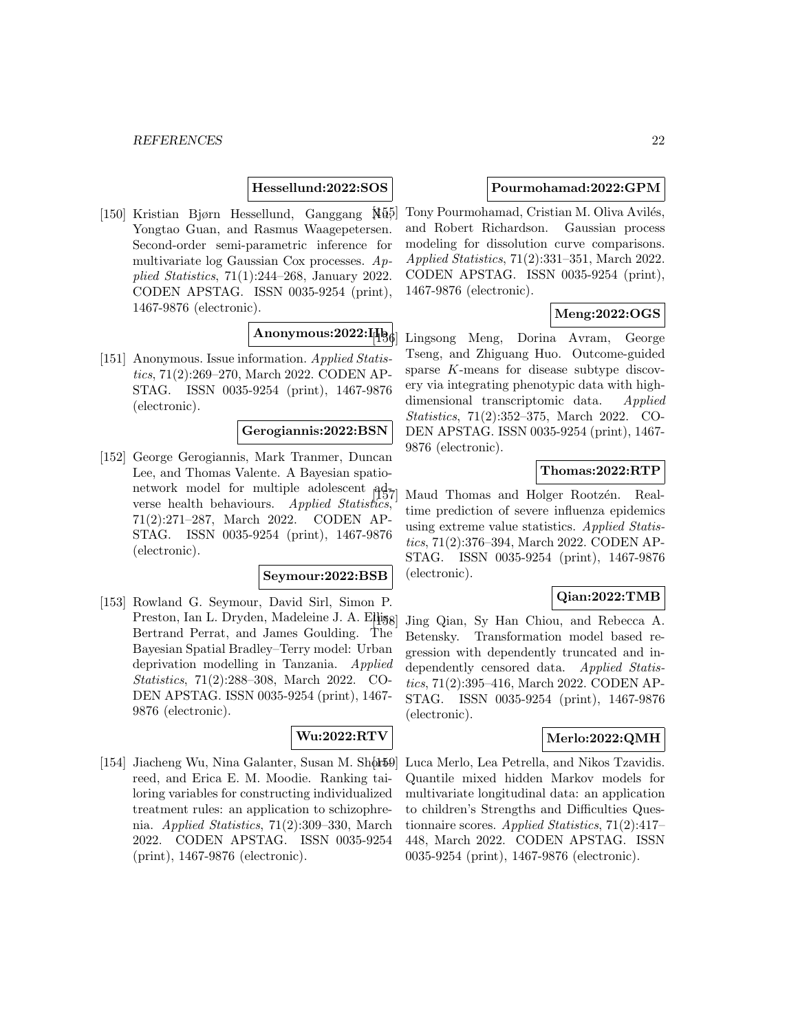**Hessellund:2022:SOS**

[150] Kristian Bjørn Hessellund, Ganggang Xu, Yongtao Guan, and Rasmus Waagepetersen. Second-order semi-parametric inference for multivariate log Gaussian Cox processes. *Applied Statistics*, 71(1):244–268, January 2022. CODEN APSTAG. ISSN 0035-9254 (print), 1467-9876 (electronic).

**Anonymous:2022:IIb**

[151] Anonymous. Issue information. *Applied Statistics*, 71(2):269–270, March 2022. CODEN APSTAG. ISSN 0035-9254 (print), 1467-9876 (electronic).

**Gerogiannis:2022:BSN**

[152] George Gerogiannis, Mark Tranmer, Duncan Lee, and Thomas Valente. A Bayesian spatio-network model for multiple adolescent adverse health behaviours. *Applied Statistics*, 71(2):271–287, March 2022. CODEN APSTAG. ISSN 0035-9254 (print), 1467-9876 (electronic).

**Seymour:2022:BSB**

[153] Rowland G. Seymour, David Sirl, Simon P. Preston, Ian L. Dryden, Madeleine J. A. Ellis, Bertrand Perrat, and James Goulding. The Bayesian Spatial Bradley–Terry model: Urban deprivation modelling in Tanzania. *Applied Statistics*, 71(2):288–308, March 2022. CODEN APSTAG. ISSN 0035-9254 (print), 1467-9876 (electronic).

**Wu:2022:RTV**

[154] Jiacheng Wu, Nina Galanter, Susan M. Shortreed, and Erica E. M. Moodie. Ranking tailoring variables for constructing individualized treatment rules: an application to schizophrenia. *Applied Statistics*, 71(2):309–330, March 2022. CODEN APSTAG. ISSN 0035-9254 (print), 1467-9876 (electronic).

**Pourmohamad:2022:GPM**

[155] Tony Pourmohamad, Cristian M. Oliva Avilés, and Robert Richardson. Gaussian process modeling for dissolution curve comparisons. *Applied Statistics*, 71(2):331–351, March 2022. CODEN APSTAG. ISSN 0035-9254 (print), 1467-9876 (electronic).

**Meng:2022:OGS**

[156] Lingsong Meng, Dorina Avram, George Tseng, and Zhiguang Huo. Outcome-guided sparse $K$-means for disease subtype discovery via integrating phenotypic data with high-dimensional transcriptomic data. *Applied Statistics*, 71(2):352–375, March 2022. CODEN APSTAG. ISSN 0035-9254 (print), 1467-9876 (electronic).

**Thomas:2022:RTP**

[157] Maud Thomas and Holger Rootzén. Real-time prediction of severe influenza epidemics using extreme value statistics. *Applied Statistics*, 71(2):376–394, March 2022. CODEN APSTAG. ISSN 0035-9254 (print), 1467-9876 (electronic).

**Qian:2022:TMB**

[158] Jing Qian, Sy Han Chiou, and Rebecca A. Betensky. Transformation model based regression with dependently truncated and independently censored data. *Applied Statistics*, 71(2):395–416, March 2022. CODEN APSTAG. ISSN 0035-9254 (print), 1467-9876 (electronic).

**Merlo:2022:QMH**

[159] Luca Merlo, Lea Petrella, and Nikos Tzavidis. Quantile mixed hidden Markov models for multivariate longitudinal data: an application to children's Strengths and Difficulties Questionnaire scores. *Applied Statistics*, 71(2):417–448, March 2022. CODEN APSTAG. ISSN 0035-9254 (print), 1467-9876 (electronic).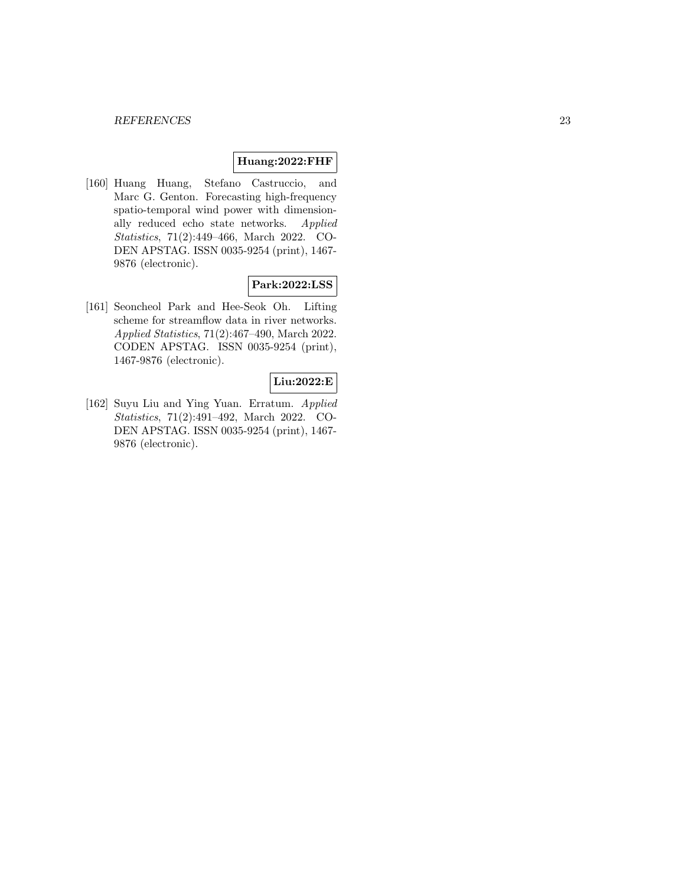**Huang:2022:FHF**

[160] Huang Huang, Stefano Castruccio, and Marc G. Genton. Forecasting high-frequency spatio-temporal wind power with dimensionally reduced echo state networks. *Applied Statistics*, 71(2):449–466, March 2022. CODEN APSTAG. ISSN 0035-9254 (print), 1467-9876 (electronic).

**Park:2022:LSS**

[161] Seoncheol Park and Hee-Seok Oh. Lifting scheme for streamflow data in river networks. *Applied Statistics*, 71(2):467–490, March 2022. CODEN APSTAG. ISSN 0035-9254 (print), 1467-9876 (electronic).

**Liu:2022:E**

[162] Suyu Liu and Ying Yuan. Erratum. *Applied Statistics*, 71(2):491–492, March 2022. CODEN APSTAG. ISSN 0035-9254 (print), 1467-9876 (electronic).